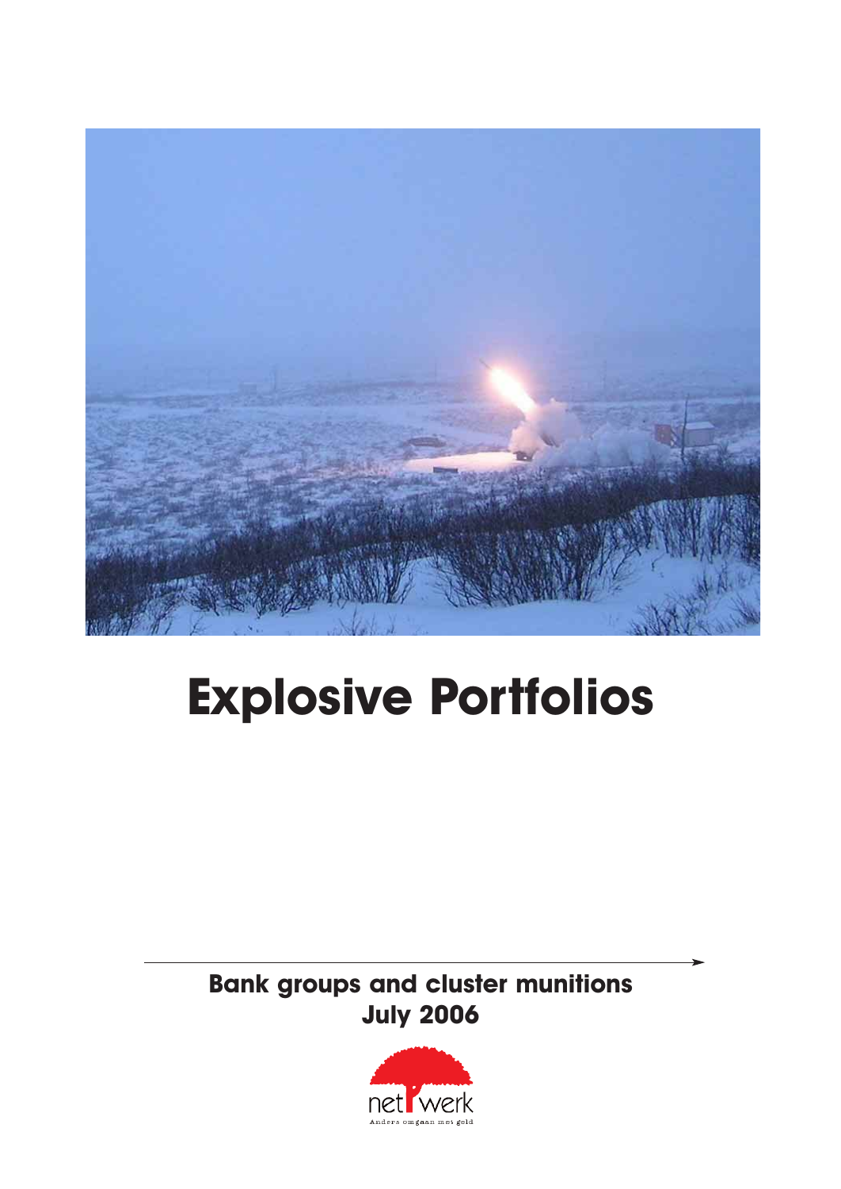# Explosive Portfolios

**Bank groups and cluster munitions**
**July 2006**

netwerk
Anders omgaan met geld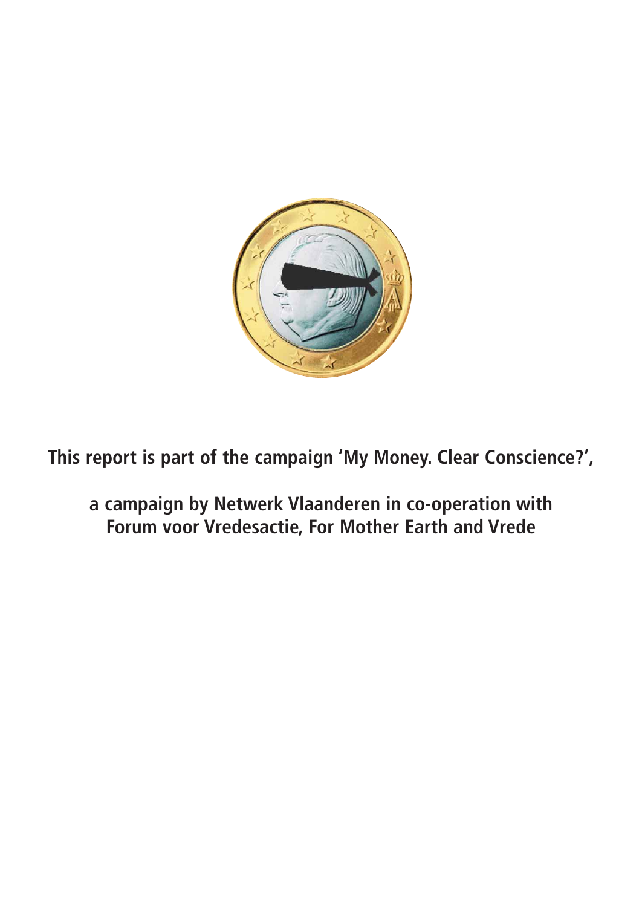**This report is part of the campaign 'My Money. Clear Conscience?',**

**a campaign by Netwerk Vlaanderen in co-operation with Forum voor Vredesactie, For Mother Earth and Vrede**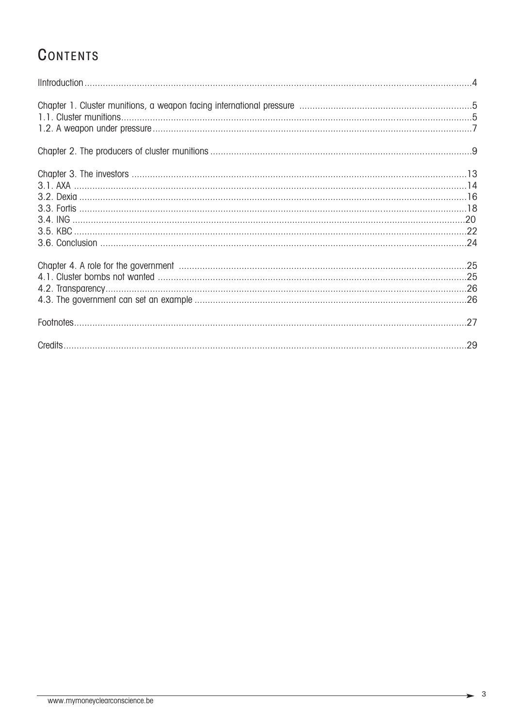# CONTENTS

IIntroduction ....................................................................................................................................4

Chapter 1. Cluster munitions, a weapon facing international pressure ....................................................................5
1.1. Cluster munitions ....................................................................................................................................5
1.2. A weapon under pressure ........................................................................................................................7

Chapter 2. The producers of cluster munitions ....................................................................................................9

Chapter 3. The investors ..............................................................................................................................13
3.1. AXA ....................................................................................................................................................14
3.2. Dexia ..................................................................................................................................................16
3.3. Fortis ..................................................................................................................................................18
3.4. ING ....................................................................................................................................................20
3.5. KBC ....................................................................................................................................................22
3.6. Conclusion ..........................................................................................................................................24

Chapter 4. A role for the government ..............................................................................................................25
4.1. Cluster bombs not wanted .....................................................................................................................25
4.2. Transparency .........................................................................................................................................26
4.3. The government can set an example .......................................................................................................26

Footnotes ......................................................................................................................................................27

Credits ..........................................................................................................................................................29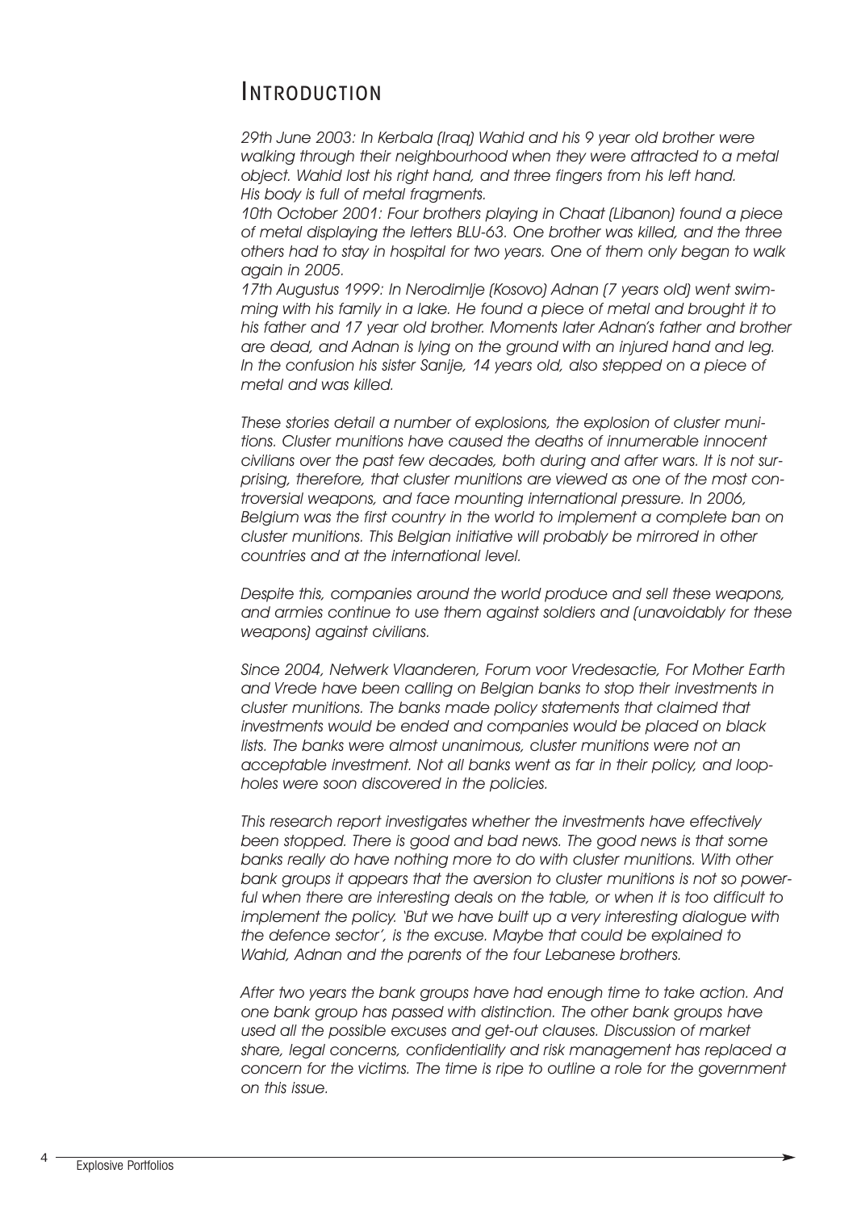# Introduction

*29th June 2003: In Kerbala (Iraq) Wahid and his 9 year old brother were walking through their neighbourhood when they were attracted to a metal object. Wahid lost his right hand, and three fingers from his left hand. His body is full of metal fragments.*

*10th October 2001: Four brothers playing in Chaat (Libanon) found a piece of metal displaying the letters BLU-63. One brother was killed, and the three others had to stay in hospital for two years. One of them only began to walk again in 2005.*

*17th Augustus 1999: In Nerodimlje (Kosovo) Adnan (7 years old) went swimming with his family in a lake. He found a piece of metal and brought it to his father and 17 year old brother. Moments later Adnan's father and brother are dead, and Adnan is lying on the ground with an injured hand and leg. In the confusion his sister Sanije, 14 years old, also stepped on a piece of metal and was killed.*

*These stories detail a number of explosions, the explosion of cluster munitions. Cluster munitions have caused the deaths of innumerable innocent civilians over the past few decades, both during and after wars. It is not surprising, therefore, that cluster munitions are viewed as one of the most controversial weapons, and face mounting international pressure. In 2006, Belgium was the first country in the world to implement a complete ban on cluster munitions. This Belgian initiative will probably be mirrored in other countries and at the international level.*

*Despite this, companies around the world produce and sell these weapons, and armies continue to use them against soldiers and (unavoidably for these weapons) against civilians.*

*Since 2004, Netwerk Vlaanderen, Forum voor Vredesactie, For Mother Earth and Vrede have been calling on Belgian banks to stop their investments in cluster munitions. The banks made policy statements that claimed that investments would be ended and companies would be placed on black lists. The banks were almost unanimous, cluster munitions were not an acceptable investment. Not all banks went as far in their policy, and loopholes were soon discovered in the policies.*

*This research report investigates whether the investments have effectively been stopped. There is good and bad news. The good news is that some banks really do have nothing more to do with cluster munitions. With other bank groups it appears that the aversion to cluster munitions is not so powerful when there are interesting deals on the table, or when it is too difficult to implement the policy. 'But we have built up a very interesting dialogue with the defence sector', is the excuse. Maybe that could be explained to Wahid, Adnan and the parents of the four Lebanese brothers.*

*After two years the bank groups have had enough time to take action. And one bank group has passed with distinction. The other bank groups have used all the possible excuses and get-out clauses. Discussion of market share, legal concerns, confidentiality and risk management has replaced a concern for the victims. The time is ripe to outline a role for the government on this issue.*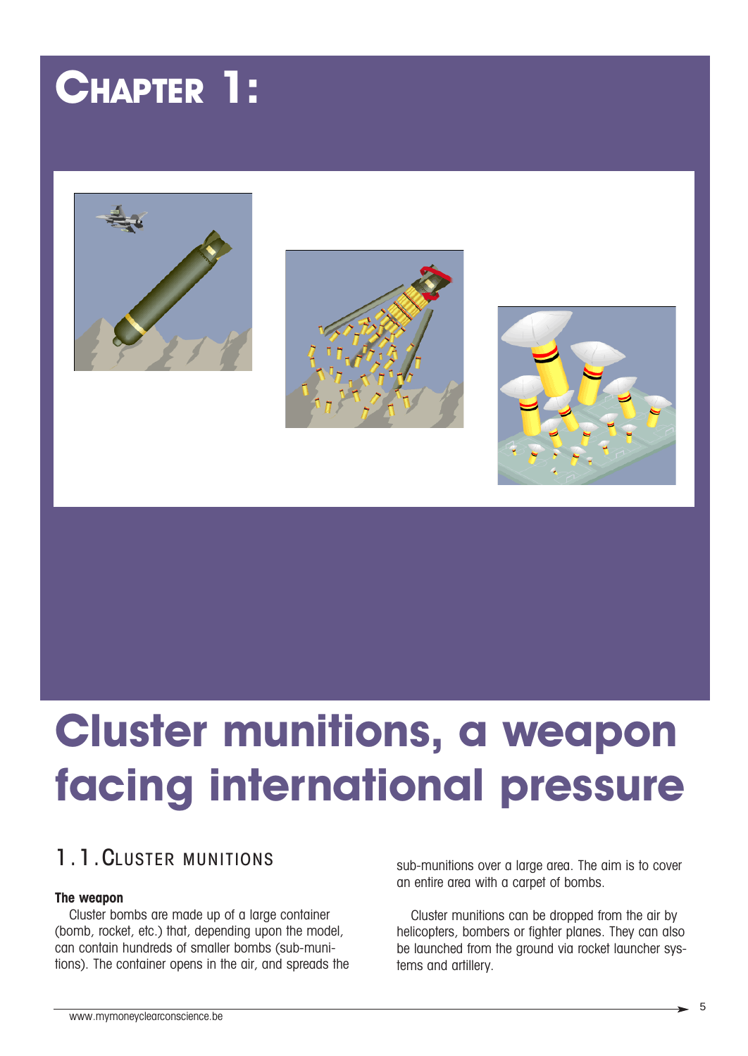# Chapter 1:

# Cluster munitions, a weapon facing international pressure

## 1.1. Cluster munitions

**The weapon**

Cluster bombs are made up of a large container (bomb, rocket, etc.) that, depending upon the model, can contain hundreds of smaller bombs (sub-munitions). The container opens in the air, and spreads the sub-munitions over a large area. The aim is to cover an entire area with a carpet of bombs.

Cluster munitions can be dropped from the air by helicopters, bombers or fighter planes. They can also be launched from the ground via rocket launcher systems and artillery.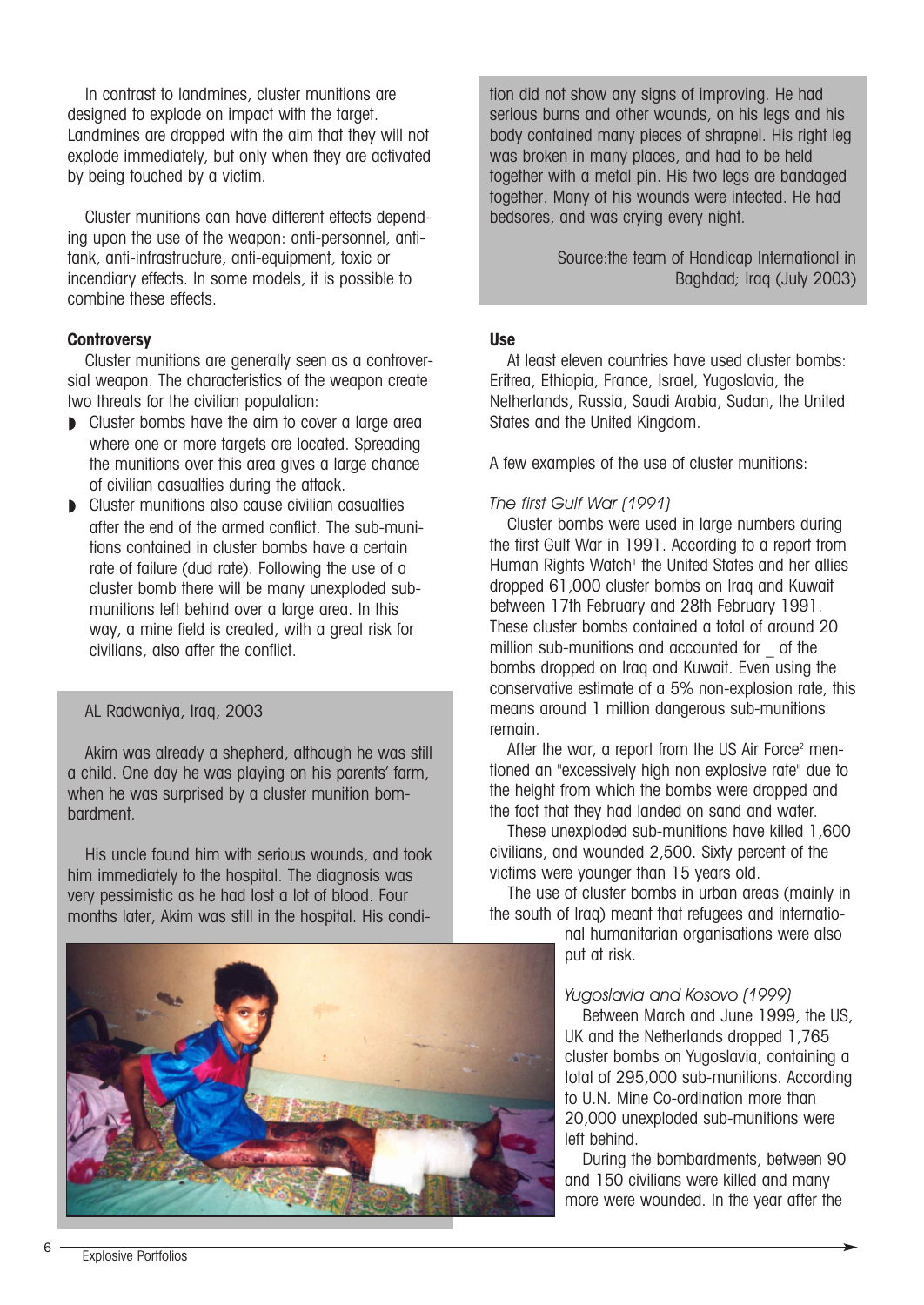In contrast to landmines, cluster munitions are designed to explode on impact with the target. Landmines are dropped with the aim that they will not explode immediately, but only when they are activated by being touched by a victim.

Cluster munitions can have different effects depending upon the use of the weapon: anti-personnel, anti-tank, anti-infrastructure, anti-equipment, toxic or incendiary effects. In some models, it is possible to combine these effects.

**Controversy**

Cluster munitions are generally seen as a controversial weapon. The characteristics of the weapon create two threats for the civilian population:

- Cluster bombs have the aim to cover a large area where one or more targets are located. Spreading the munitions over this area gives a large chance of civilian casualties during the attack.
- Cluster munitions also cause civilian casualties after the end of the armed conflict. The sub-munitions contained in cluster bombs have a certain rate of failure (dud rate). Following the use of a cluster bomb there will be many unexploded sub-munitions left behind over a large area. In this way, a mine field is created, with a great risk for civilians, also after the conflict.

AL Radwaniya, Iraq, 2003

Akim was already a shepherd, although he was still a child. One day he was playing on his parents' farm, when he was surprised by a cluster munition bombardment.

His uncle found him with serious wounds, and took him immediately to the hospital. The diagnosis was very pessimistic as he had lost a lot of blood. Four months later, Akim was still in the hospital. His condition did not show any signs of improving. He had serious burns and other wounds, on his legs and his body contained many pieces of shrapnel. His right leg was broken in many places, and had to be held together with a metal pin. His two legs are bandaged together. Many of his wounds were infected. He had bedsores, and was crying every night.

Source:the team of Handicap International in Baghdad; Iraq (July 2003)

**Use**

At least eleven countries have used cluster bombs: Eritrea, Ethiopia, France, Israel, Yugoslavia, the Netherlands, Russia, Saudi Arabia, Sudan, the United States and the United Kingdom.

A few examples of the use of cluster munitions:

*The first Gulf War (1991)*

Cluster bombs were used in large numbers during the first Gulf War in 1991. According to a report from Human Rights Watch[1] the United States and her allies dropped 61,000 cluster bombs on Iraq and Kuwait between 17th February and 28th February 1991. These cluster bombs contained a total of around 20 million sub-munitions and accounted for _ of the bombs dropped on Iraq and Kuwait. Even using the conservative estimate of a 5% non-explosion rate, this means around 1 million dangerous sub-munitions remain.

After the war, a report from the US Air Force[2] mentioned an "excessively high non explosive rate" due to the height from which the bombs were dropped and the fact that they had landed on sand and water.

These unexploded sub-munitions have killed 1,600 civilians, and wounded 2,500. Sixty percent of the victims were younger than 15 years old.

The use of cluster bombs in urban areas (mainly in the south of Iraq) meant that refugees and international humanitarian organisations were also put at risk.

*Yugoslavia and Kosovo (1999)*

Between March and June 1999, the US, UK and the Netherlands dropped 1,765 cluster bombs on Yugoslavia, containing a total of 295,000 sub-munitions. According to U.N. Mine Co-ordination more than 20,000 unexploded sub-munitions were left behind.

During the bombardments, between 90 and 150 civilians were killed and many more were wounded. In the year after the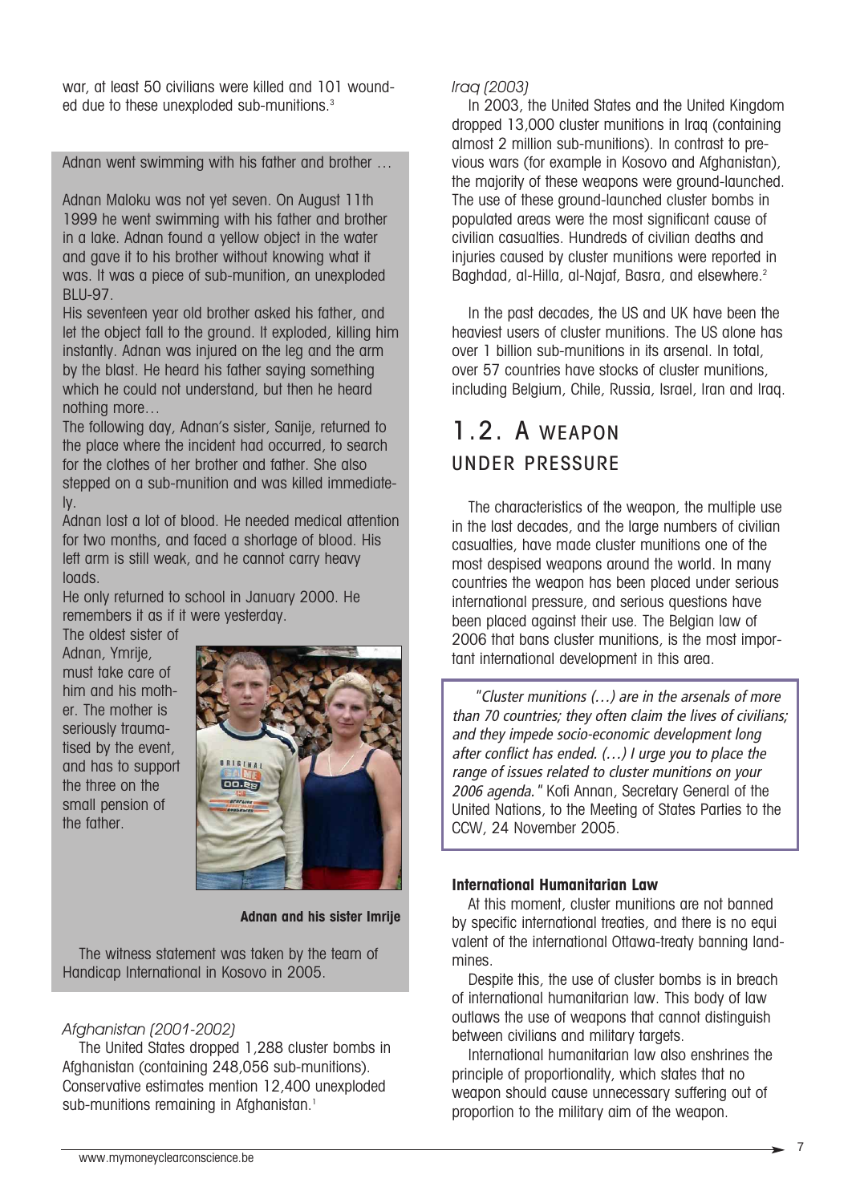war, at least 50 civilians were killed and 101 wounded due to these unexploded sub-munitions.[3]

Adnan went swimming with his father and brother …

Adnan Maloku was not yet seven. On August 11th 1999 he went swimming with his father and brother in a lake. Adnan found a yellow object in the water and gave it to his brother without knowing what it was. It was a piece of sub-munition, an unexploded BLU-97.
His seventeen year old brother asked his father, and let the object fall to the ground. It exploded, killing him instantly. Adnan was injured on the leg and the arm by the blast. He heard his father saying something which he could not understand, but then he heard nothing more…
The following day, Adnan's sister, Sanije, returned to the place where the incident had occurred, to search for the clothes of her brother and father. She also stepped on a sub-munition and was killed immediately.
Adnan lost a lot of blood. He needed medical attention for two months, and faced a shortage of blood. His left arm is still weak, and he cannot carry heavy loads.
He only returned to school in January 2000. He remembers it as if it were yesterday.
The oldest sister of Adnan, Ymrije, must take care of him and his mother. The mother is seriously traumatised by the event, and has to support the three on the small pension of the father.

**Adnan and his sister Imrije**

The witness statement was taken by the team of Handicap International in Kosovo in 2005.

*Afghanistan (2001-2002)*

The United States dropped 1,288 cluster bombs in Afghanistan (containing 248,056 sub-munitions). Conservative estimates mention 12,400 unexploded sub-munitions remaining in Afghanistan.[1]

*Iraq (2003)*

In 2003, the United States and the United Kingdom dropped 13,000 cluster munitions in Iraq (containing almost 2 million sub-munitions). In contrast to previous wars (for example in Kosovo and Afghanistan), the majority of these weapons were ground-launched. The use of these ground-launched cluster bombs in populated areas were the most significant cause of civilian casualties. Hundreds of civilian deaths and injuries caused by cluster munitions were reported in Baghdad, al-Hilla, al-Najaf, Basra, and elsewhere.[2]

In the past decades, the US and UK have been the heaviest users of cluster munitions. The US alone has over 1 billion sub-munitions in its arsenal. In total, over 57 countries have stocks of cluster munitions, including Belgium, Chile, Russia, Israel, Iran and Iraq.

## 1.2. A weapon under pressure

The characteristics of the weapon, the multiple use in the last decades, and the large numbers of civilian casualties, have made cluster munitions one of the most despised weapons around the world. In many countries the weapon has been placed under serious international pressure, and serious questions have been placed against their use. The Belgian law of 2006 that bans cluster munitions, is the most important international development in this area.

> *"Cluster munitions (…) are in the arsenals of more than 70 countries; they often claim the lives of civilians; and they impede socio-economic development long after conflict has ended. (…) I urge you to place the range of issues related to cluster munitions on your 2006 agenda."* Kofi Annan, Secretary General of the United Nations, to the Meeting of States Parties to the CCW, 24 November 2005.

**International Humanitarian Law**

At this moment, cluster munitions are not banned by specific international treaties, and there is no equi valent of the international Ottawa-treaty banning landmines.

Despite this, the use of cluster bombs is in breach of international humanitarian law. This body of law outlaws the use of weapons that cannot distinguish between civilians and military targets.

International humanitarian law also enshrines the principle of proportionality, which states that no weapon should cause unnecessary suffering out of proportion to the military aim of the weapon.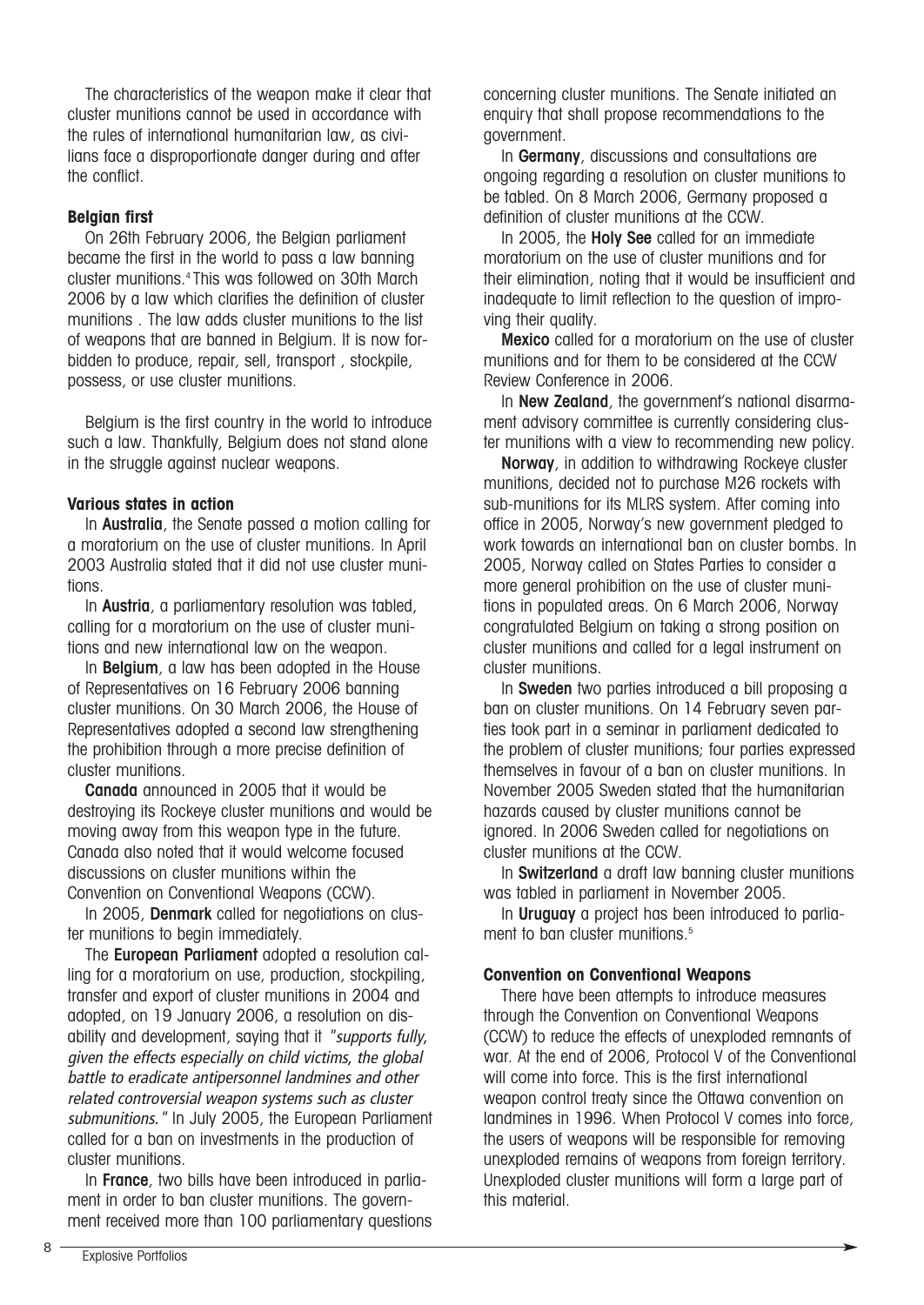The characteristics of the weapon make it clear that cluster munitions cannot be used in accordance with the rules of international humanitarian law, as civilians face a disproportionate danger during and after the conflict.

**Belgian first**

On 26th February 2006, the Belgian parliament became the first in the world to pass a law banning cluster munitions.[4] This was followed on 30th March 2006 by a law which clarifies the definition of cluster munitions . The law adds cluster munitions to the list of weapons that are banned in Belgium. It is now forbidden to produce, repair, sell, transport , stockpile, possess, or use cluster munitions.

Belgium is the first country in the world to introduce such a law. Thankfully, Belgium does not stand alone in the struggle against nuclear weapons.

**Various states in action**

In **Australia**, the Senate passed a motion calling for a moratorium on the use of cluster munitions. In April 2003 Australia stated that it did not use cluster munitions.

In **Austria**, a parliamentary resolution was tabled, calling for a moratorium on the use of cluster munitions and new international law on the weapon.

In **Belgium**, a law has been adopted in the House of Representatives on 16 February 2006 banning cluster munitions. On 30 March 2006, the House of Representatives adopted a second law strengthening the prohibition through a more precise definition of cluster munitions.

**Canada** announced in 2005 that it would be destroying its Rockeye cluster munitions and would be moving away from this weapon type in the future. Canada also noted that it would welcome focused discussions on cluster munitions within the Convention on Conventional Weapons (CCW).

In 2005, **Denmark** called for negotiations on cluster munitions to begin immediately.

The **European Parliament** adopted a resolution calling for a moratorium on use, production, stockpiling, transfer and export of cluster munitions in 2004 and adopted, on 19 January 2006, a resolution on disability and development, saying that it *"supports fully, given the effects especially on child victims, the global battle to eradicate antipersonnel landmines and other related controversial weapon systems such as cluster submunitions."* In July 2005, the European Parliament called for a ban on investments in the production of cluster munitions.

In **France**, two bills have been introduced in parliament in order to ban cluster munitions. The government received more than 100 parliamentary questions concerning cluster munitions. The Senate initiated an enquiry that shall propose recommendations to the government.

In **Germany**, discussions and consultations are ongoing regarding a resolution on cluster munitions to be tabled. On 8 March 2006, Germany proposed a definition of cluster munitions at the CCW.

In 2005, the **Holy See** called for an immediate moratorium on the use of cluster munitions and for their elimination, noting that it would be insufficient and inadequate to limit reflection to the question of improving their quality.

**Mexico** called for a moratorium on the use of cluster munitions and for them to be considered at the CCW Review Conference in 2006.

In **New Zealand**, the government's national disarmament advisory committee is currently considering cluster munitions with a view to recommending new policy.

**Norway**, in addition to withdrawing Rockeye cluster munitions, decided not to purchase M26 rockets with sub-munitions for its MLRS system. After coming into office in 2005, Norway's new government pledged to work towards an international ban on cluster bombs. In 2005, Norway called on States Parties to consider a more general prohibition on the use of cluster munitions in populated areas. On 6 March 2006, Norway congratulated Belgium on taking a strong position on cluster munitions and called for a legal instrument on cluster munitions.

In **Sweden** two parties introduced a bill proposing a ban on cluster munitions. On 14 February seven parties took part in a seminar in parliament dedicated to the problem of cluster munitions; four parties expressed themselves in favour of a ban on cluster munitions. In November 2005 Sweden stated that the humanitarian hazards caused by cluster munitions cannot be ignored. In 2006 Sweden called for negotiations on cluster munitions at the CCW.

In **Switzerland** a draft law banning cluster munitions was tabled in parliament in November 2005.

In **Uruguay** a project has been introduced to parliament to ban cluster munitions.[5]

**Convention on Conventional Weapons**

There have been attempts to introduce measures through the Convention on Conventional Weapons (CCW) to reduce the effects of unexploded remnants of war. At the end of 2006, Protocol V of the Conventional will come into force. This is the first international weapon control treaty since the Ottawa convention on landmines in 1996. When Protocol V comes into force, the users of weapons will be responsible for removing unexploded remains of weapons from foreign territory. Unexploded cluster munitions will form a large part of this material.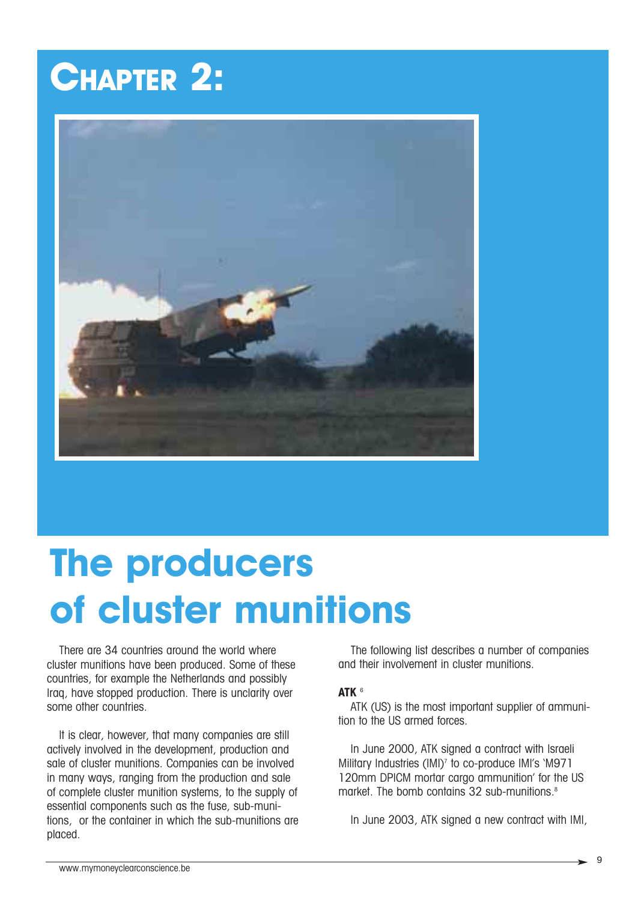# Chapter 2:

# The producers of cluster munitions

There are 34 countries around the world where cluster munitions have been produced. Some of these countries, for example the Netherlands and possibly Iraq, have stopped production. There is unclarity over some other countries.

It is clear, however, that many companies are still actively involved in the development, production and sale of cluster munitions. Companies can be involved in many ways, ranging from the production and sale of complete cluster munition systems, to the supply of essential components such as the fuse, sub-munitions, or the container in which the sub-munitions are placed.

The following list describes a number of companies and their involvement in cluster munitions.

**ATK** [6]

ATK (US) is the most important supplier of ammunition to the US armed forces.

In June 2000, ATK signed a contract with Israeli Military Industries (IMI)[7] to co-produce IMI's 'M971 120mm DPICM mortar cargo ammunition' for the US market. The bomb contains 32 sub-munitions.[8]

In June 2003, ATK signed a new contract with IMI,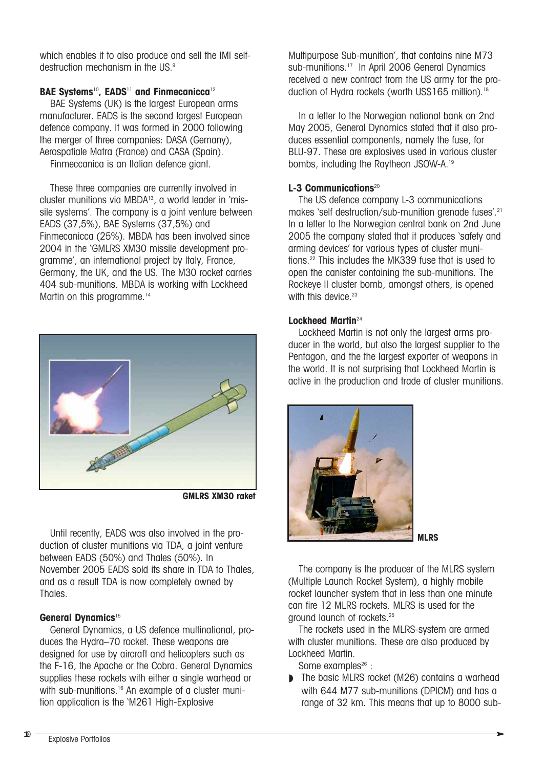which enables it to also produce and sell the IMI self-destruction mechanism in the US.[9]

### BAE Systems[10], EADS[11] and Finmecanicca[12]

BAE Systems (UK) is the largest European arms manufacturer. EADS is the second largest European defence company. It was formed in 2000 following the merger of three companies: DASA (Gemany), Aerospatiale Matra (France) and CASA (Spain).

Finmeccanica is an Italian defence giant.

These three companies are currently involved in cluster munitions via MBDA[13], a world leader in 'missile systems'. The company is a joint venture between EADS (37,5%), BAE Systems (37,5%) and Finmecanicca (25%). MBDA has been involved since 2004 in the 'GMLRS XM30 missile development programme', an international project by Italy, France, Germany, the UK, and the US. The M30 rocket carries 404 sub-munitions. MBDA is working with Lockheed Martin on this programme.[14]

GMLRS XM30 raket

Until recently, EADS was also involved in the production of cluster munitions via TDA, a joint venture between EADS (50%) and Thales (50%). In November 2005 EADS sold its share in TDA to Thales, and as a result TDA is now completely owned by Thales.

### General Dynamics[15]

General Dynamics, a US defence multinational, produces the Hydra–70 rocket. These weapons are designed for use by aircraft and helicopters such as the F-16, the Apache or the Cobra. General Dynamics supplies these rockets with either a single warhead or with sub-munitions.[16] An example of a cluster munition application is the 'M261 High-Explosive Multipurpose Sub-munition', that contains nine M73 sub-munitions.[17] In April 2006 General Dynamics received a new contract from the US army for the production of Hydra rockets (worth US$165 million).[18]

In a letter to the Norwegian national bank on 2nd May 2005, General Dynamics stated that it also produces essential components, namely the fuse, for BLU-97. These are explosives used in various cluster bombs, including the Raytheon JSOW-A.[19]

### L-3 Communications[20]

The US defence company L-3 communications makes 'self destruction/sub-munition grenade fuses'.[21] In a letter to the Norwegian central bank on 2nd June 2005 the company stated that it produces 'safety and arming devices' for various types of cluster munitions.[22] This includes the MK339 fuse that is used to open the canister containing the sub-munitions. The Rockeye II cluster bomb, amongst others, is opened with this device.[23]

### Lockheed Martin[24]

Lockheed Martin is not only the largest arms producer in the world, but also the largest supplier to the Pentagon, and the the largest exporter of weapons in the world. It is not surprising that Lockheed Martin is active in the production and trade of cluster munitions.

MLRS

The company is the producer of the MLRS system (Multiple Launch Rocket System), a highly mobile rocket launcher system that in less than one minute can fire 12 MLRS rockets. MLRS is used for the ground launch of rockets.[25]

The rockets used in the MLRS-system are armed with cluster munitions. These are also produced by Lockheed Martin.

Some examples[26] :

- The basic MLRS rocket (M26) contains a warhead with 644 M77 sub-munitions (DPICM) and has a range of 32 km. This means that up to 8000 sub-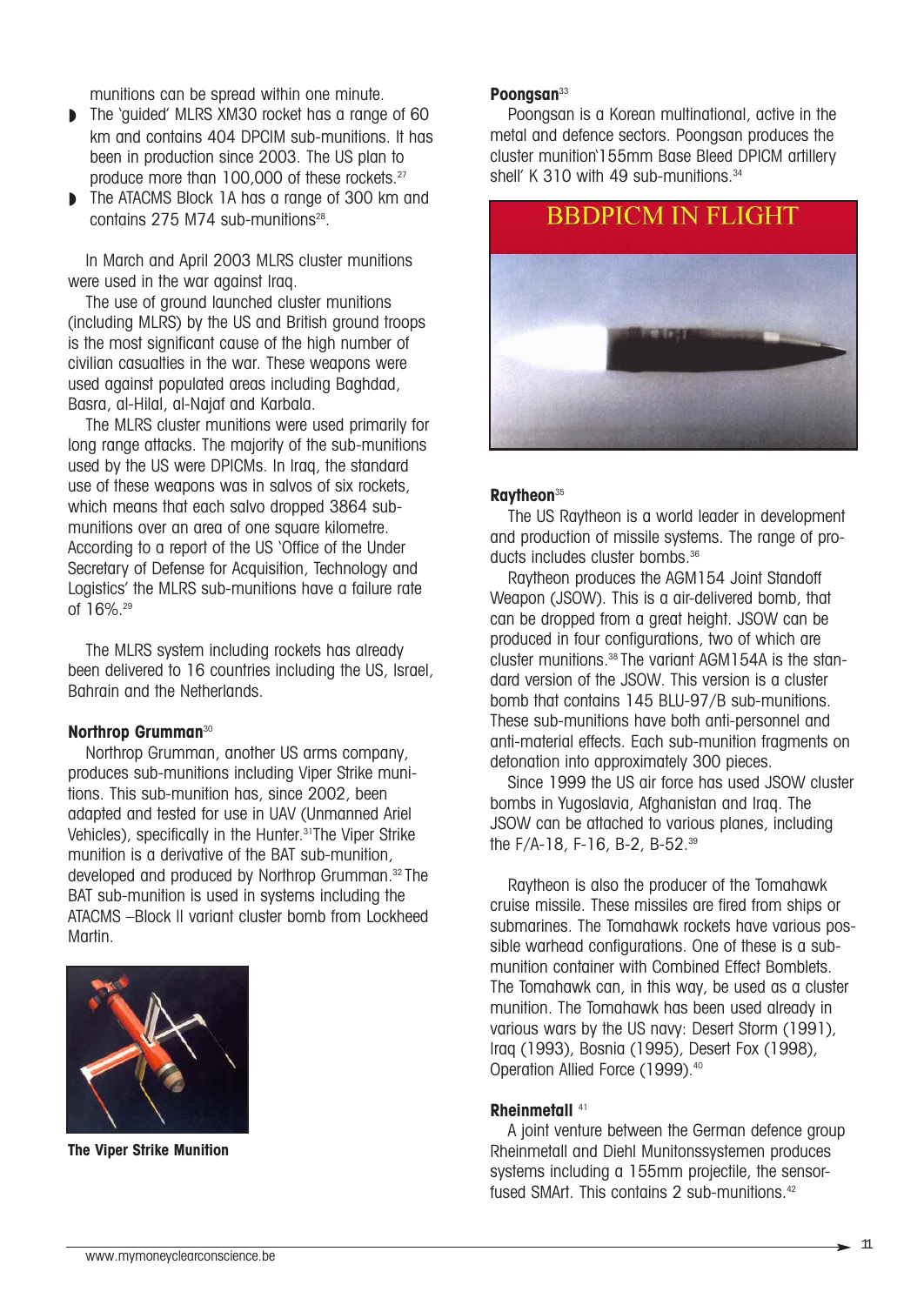munitions can be spread within one minute.

- The 'guided' MLRS XM30 rocket has a range of 60 km and contains 404 DPCIM sub-munitions. It has been in production since 2003. The US plan to produce more than 100,000 of these rockets.[27]
- The ATACMS Block 1A has a range of 300 km and contains 275 M74 sub-munitions[28].

In March and April 2003 MLRS cluster munitions were used in the war against Iraq.

The use of ground launched cluster munitions (including MLRS) by the US and British ground troops is the most significant cause of the high number of civilian casualties in the war. These weapons were used against populated areas including Baghdad, Basra, al-Hilal, al-Najaf and Karbala.

The MLRS cluster munitions were used primarily for long range attacks. The majority of the sub-munitions used by the US were DPICMs. In Iraq, the standard use of these weapons was in salvos of six rockets, which means that each salvo dropped 3864 sub-munitions over an area of one square kilometre. According to a report of the US 'Office of the Under Secretary of Defense for Acquisition, Technology and Logistics' the MLRS sub-munitions have a failure rate of 16%.[29]

The MLRS system including rockets has already been delivered to 16 countries including the US, Israel, Bahrain and the Netherlands.

**Northrop Grumman**[30]

Northrop Grumman, another US arms company, produces sub-munitions including Viper Strike munitions. This sub-munition has, since 2002, been adapted and tested for use in UAV (Unmanned Ariel Vehicles), specifically in the Hunter.[31] The Viper Strike munition is a derivative of the BAT sub-munition, developed and produced by Northrop Grumman.[32] The BAT sub-munition is used in systems including the ATACMS –Block II variant cluster bomb from Lockheed Martin.

**The Viper Strike Munition**

**Poongsan**[33]

Poongsan is a Korean multinational, active in the metal and defence sectors. Poongsan produces the cluster munition'155mm Base Bleed DPICM artillery shell' K 310 with 49 sub-munitions.[34]

BBDPICM IN FLIGHT

**Raytheon**[35]

The US Raytheon is a world leader in development and production of missile systems. The range of products includes cluster bombs.[36]

Raytheon produces the AGM154 Joint Standoff Weapon (JSOW). This is a air-delivered bomb, that can be dropped from a great height. JSOW can be produced in four configurations, two of which are cluster munitions.[38] The variant AGM154A is the standard version of the JSOW. This version is a cluster bomb that contains 145 BLU-97/B sub-munitions. These sub-munitions have both anti-personnel and anti-material effects. Each sub-munition fragments on detonation into approximately 300 pieces.

Since 1999 the US air force has used JSOW cluster bombs in Yugoslavia, Afghanistan and Iraq. The JSOW can be attached to various planes, including the F/A-18, F-16, B-2, B-52.[39]

Raytheon is also the producer of the Tomahawk cruise missile. These missiles are fired from ships or submarines. The Tomahawk rockets have various possible warhead configurations. One of these is a sub-munition container with Combined Effect Bomblets. The Tomahawk can, in this way, be used as a cluster munition. The Tomahawk has been used already in various wars by the US navy: Desert Storm (1991), Iraq (1993), Bosnia (1995), Desert Fox (1998), Operation Allied Force (1999).[40]

**Rheinmetall** [41]

A joint venture between the German defence group Rheinmetall and Diehl Munitonssystemen produces systems including a 155mm projectile, the sensor-fused SMArt. This contains 2 sub-munitions.[42]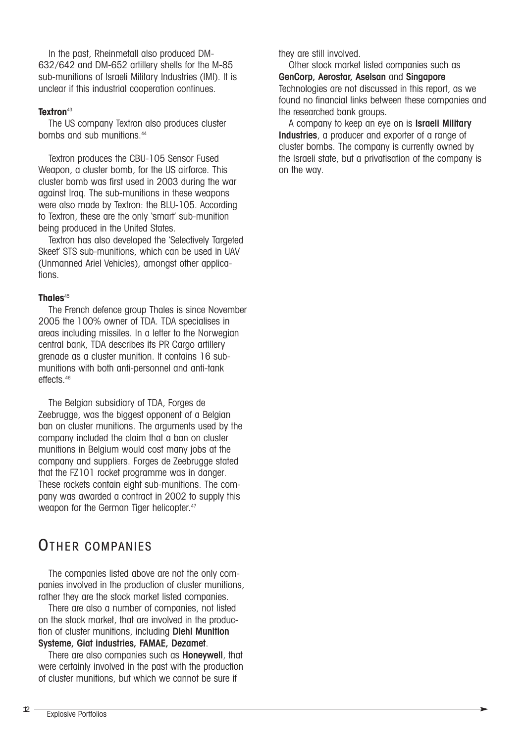In the past, Rheinmetall also produced DM-632/642 and DM-652 artillery shells for the M-85 sub-munitions of Israeli Military Industries (IMI). It is unclear if this industrial cooperation continues.

**Textron**[43]

The US company Textron also produces cluster bombs and sub munitions.[44]

Textron produces the CBU-105 Sensor Fused Weapon, a cluster bomb, for the US airforce. This cluster bomb was first used in 2003 during the war against Iraq. The sub-munitions in these weapons were also made by Textron: the BLU-105. According to Textron, these are the only 'smart' sub-munition being produced in the United States.

Textron has also developed the 'Selectively Targeted Skeet' STS sub-munitions, which can be used in UAV (Unmanned Ariel Vehicles), amongst other applications.

**Thales**[45]

The French defence group Thales is since November 2005 the 100% owner of TDA. TDA specialises in areas including missiles. In a letter to the Norwegian central bank, TDA describes its PR Cargo artillery grenade as a cluster munition. It contains 16 sub-munitions with both anti-personnel and anti-tank effects.[46]

The Belgian subsidiary of TDA, Forges de Zeebrugge, was the biggest opponent of a Belgian ban on cluster munitions. The arguments used by the company included the claim that a ban on cluster munitions in Belgium would cost many jobs at the company and suppliers. Forges de Zeebrugge stated that the FZ101 rocket programme was in danger. These rockets contain eight sub-munitions. The company was awarded a contract in 2002 to supply this weapon for the German Tiger helicopter.[47]

## Other companies

The companies listed above are not the only companies involved in the production of cluster munitions, rather they are the stock market listed companies.

There are also a number of companies, not listed on the stock market, that are involved in the production of cluster munitions, including **Diehl Munition Systeme, Giat industries, FAMAE, Dezamet**.

There are also companies such as **Honeywell**, that were certainly involved in the past with the production of cluster munitions, but which we cannot be sure if they are still involved.

Other stock market listed companies such as **GenCorp, Aerostar, Aselsan** and **Singapore** Technologies are not discussed in this report, as we found no financial links between these companies and the researched bank groups.

A company to keep an eye on is **Israeli Military Industries**, a producer and exporter of a range of cluster bombs. The company is currently owned by the Israeli state, but a privatisation of the company is on the way.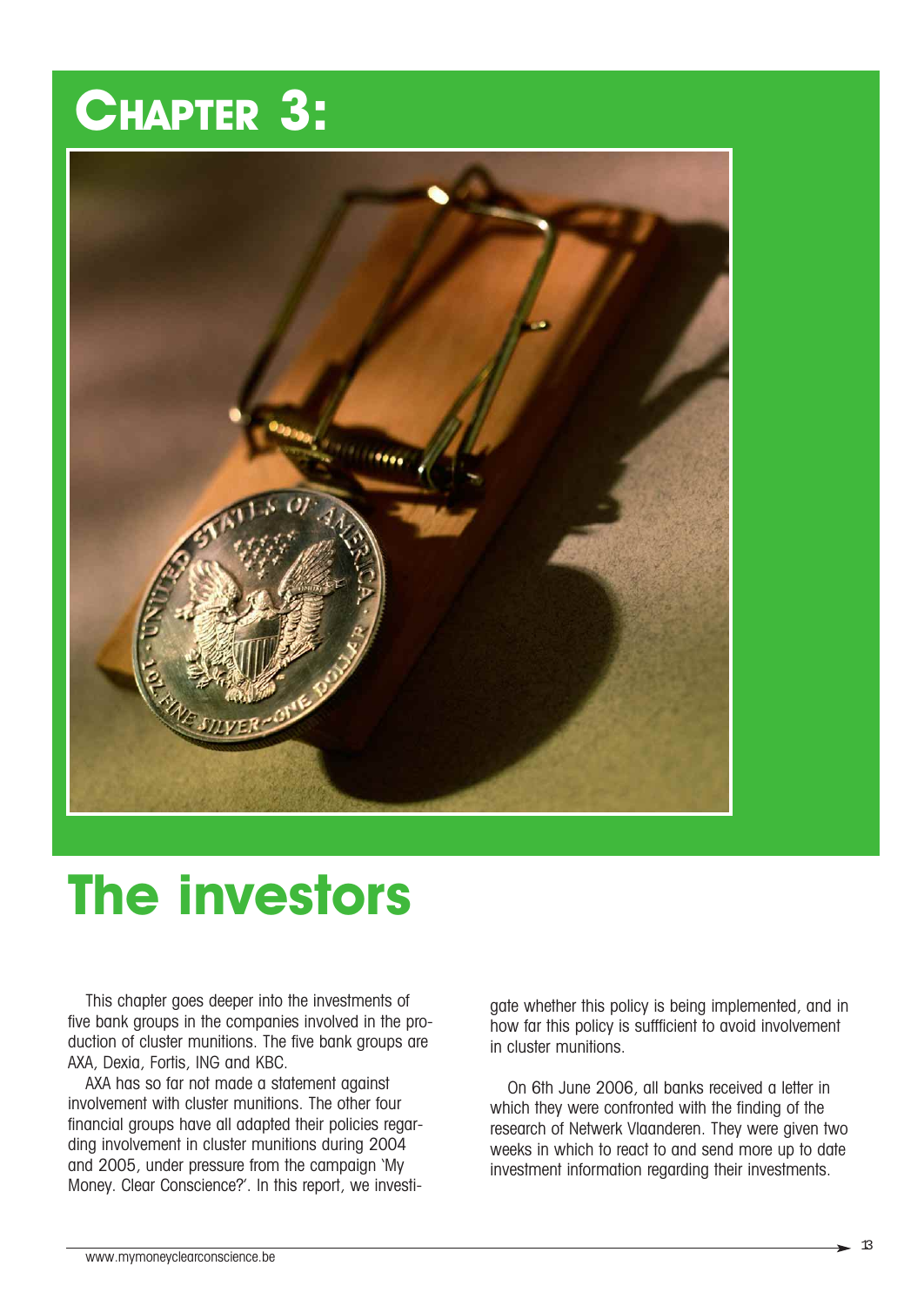# Chapter 3:

# The investors

This chapter goes deeper into the investments of five bank groups in the companies involved in the production of cluster munitions. The five bank groups are AXA, Dexia, Fortis, ING and KBC.

AXA has so far not made a statement against involvement with cluster munitions. The other four financial groups have all adapted their policies regarding involvement in cluster munitions during 2004 and 2005, under pressure from the campaign 'My Money. Clear Conscience?'. In this report, we investigate whether this policy is being implemented, and in how far this policy is suffficient to avoid involvement in cluster munitions.

On 6th June 2006, all banks received a letter in which they were confronted with the finding of the research of Netwerk Vlaanderen. They were given two weeks in which to react to and send more up to date investment information regarding their investments.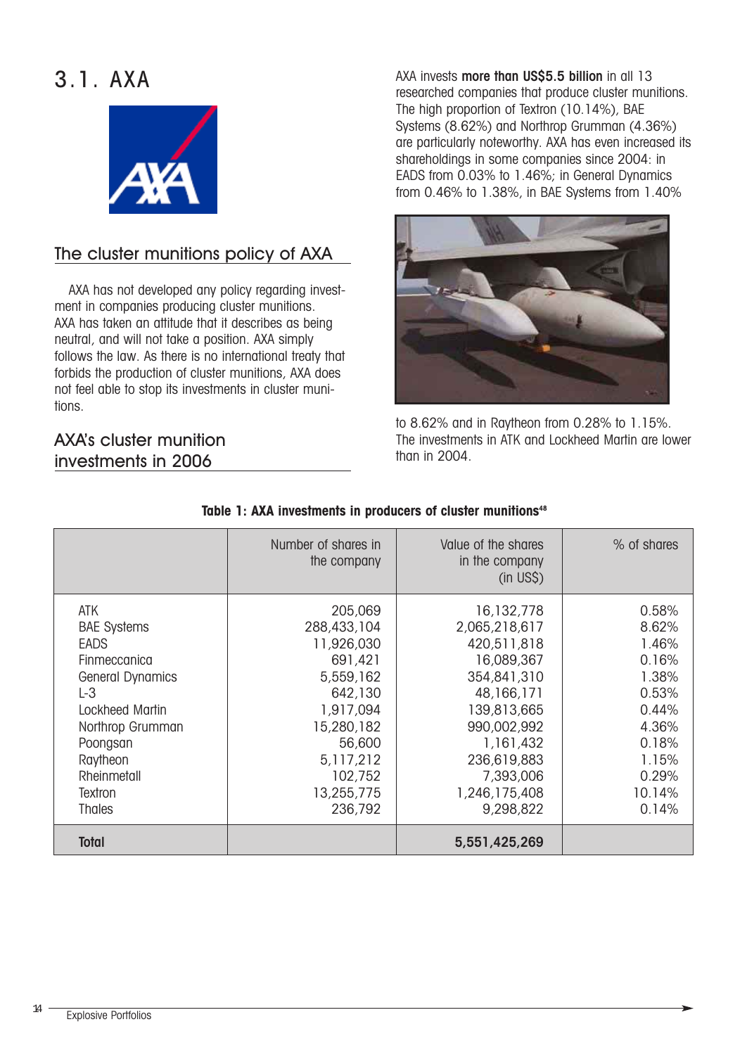## 3.1. AXA

### The cluster munitions policy of AXA

AXA has not developed any policy regarding investment in companies producing cluster munitions. AXA has taken an attitude that it describes as being neutral, and will not take a position. AXA simply follows the law. As there is no international treaty that forbids the production of cluster munitions, AXA does not feel able to stop its investments in cluster munitions.

### AXA's cluster munition investments in 2006

AXA invests **more than US$5.5 billion** in all 13 researched companies that produce cluster munitions. The high proportion of Textron (10.14%), BAE Systems (8.62%) and Northrop Grumman (4.36%) are particularly noteworthy. AXA has even increased its shareholdings in some companies since 2004: in EADS from 0.03% to 1.46%; in General Dynamics from 0.46% to 1.38%, in BAE Systems from 1.40% to 8.62% and in Raytheon from 0.28% to 1.15%. The investments in ATK and Lockheed Martin are lower than in 2004.

**Table 1: AXA investments in producers of cluster munitions[48]**

| | Number of shares in the company | Value of the shares in the company (in US$) | % of shares |
|---|---|---|---|
| ATK | 205,069 | 16,132,778 | 0.58% |
| BAE Systems | 288,433,104 | 2,065,218,617 | 8.62% |
| EADS | 11,926,030 | 420,511,818 | 1.46% |
| Finmeccanica | 691,421 | 16,089,367 | 0.16% |
| General Dynamics | 5,559,162 | 354,841,310 | 1.38% |
| L-3 | 642,130 | 48,166,171 | 0.53% |
| Lockheed Martin | 1,917,094 | 139,813,665 | 0.44% |
| Northrop Grumman | 15,280,182 | 990,002,992 | 4.36% |
| Poongsan | 56,600 | 1,161,432 | 0.18% |
| Raytheon | 5,117,212 | 236,619,883 | 1.15% |
| Rheinmetall | 102,752 | 7,393,006 | 0.29% |
| Textron | 13,255,775 | 1,246,175,408 | 10.14% |
| Thales | 236,792 | 9,298,822 | 0.14% |
| **Total** | | **5,551,425,269** | |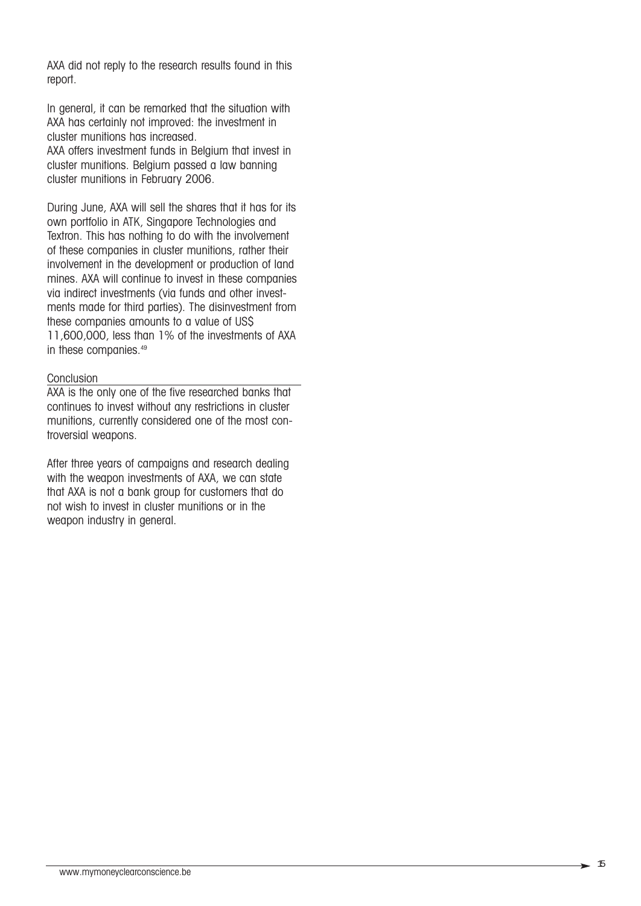AXA did not reply to the research results found in this report.

In general, it can be remarked that the situation with AXA has certainly not improved: the investment in cluster munitions has increased.
AXA offers investment funds in Belgium that invest in cluster munitions. Belgium passed a law banning cluster munitions in February 2006.

During June, AXA will sell the shares that it has for its own portfolio in ATK, Singapore Technologies and Textron. This has nothing to do with the involvement of these companies in cluster munitions, rather their involvement in the development or production of land mines. AXA will continue to invest in these companies via indirect investments (via funds and other investments made for third parties). The disinvestment from these companies amounts to a value of US$ 11,600,000, less than 1% of the investments of AXA in these companies.[49]

### Conclusion

AXA is the only one of the five researched banks that continues to invest without any restrictions in cluster munitions, currently considered one of the most controversial weapons.

After three years of campaigns and research dealing with the weapon investments of AXA, we can state that AXA is not a bank group for customers that do not wish to invest in cluster munitions or in the weapon industry in general.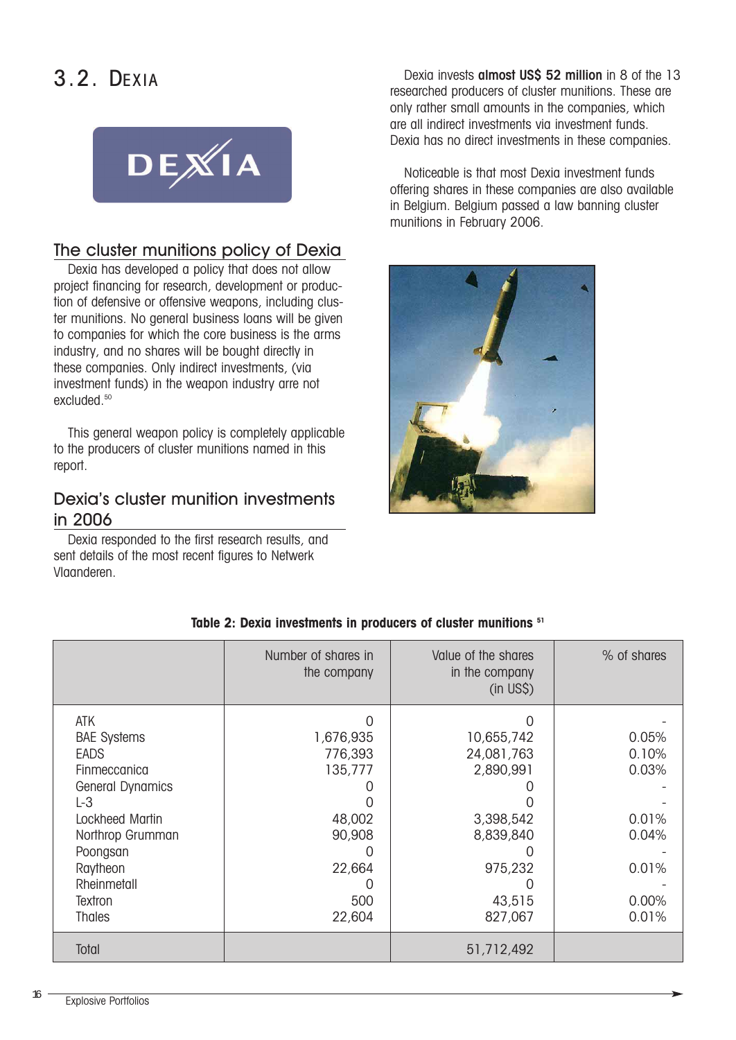# 3.2. Dexia

## The cluster munitions policy of Dexia

Dexia has developed a policy that does not allow project financing for research, development or production of defensive or offensive weapons, including cluster munitions. No general business loans will be given to companies for which the core business is the arms industry, and no shares will be bought directly in these companies. Only indirect investments, (via investment funds) in the weapon industry arre not excluded.[50]

This general weapon policy is completely applicable to the producers of cluster munitions named in this report.

## Dexia's cluster munition investments in 2006

Dexia responded to the first research results, and sent details of the most recent figures to Netwerk Vlaanderen.

Dexia invests **almost US$ 52 million** in 8 of the 13 researched producers of cluster munitions. These are only rather small amounts in the companies, which are all indirect investments via investment funds. Dexia has no direct investments in these companies.

Noticeable is that most Dexia investment funds offering shares in these companies are also available in Belgium. Belgium passed a law banning cluster munitions in February 2006.

**Table 2: Dexia investments in producers of cluster munitions [51]**

| | Number of shares in the company | Value of the shares in the company (in US$) | % of shares |
|---|---|---|---|
| ATK | 0 | 0 | - |
| BAE Systems | 1,676,935 | 10,655,742 | 0.05% |
| EADS | 776,393 | 24,081,763 | 0.10% |
| Finmeccanica | 135,777 | 2,890,991 | 0.03% |
| General Dynamics | 0 | 0 | - |
| L-3 | 0 | 0 | - |
| Lockheed Martin | 48,002 | 3,398,542 | 0.01% |
| Northrop Grumman | 90,908 | 8,839,840 | 0.04% |
| Poongsan | 0 | 0 | - |
| Raytheon | 22,664 | 975,232 | 0.01% |
| Rheinmetall | 0 | 0 | - |
| Textron | 500 | 43,515 | 0.00% |
| Thales | 22,604 | 827,067 | 0.01% |
| Total | | 51,712,492 | |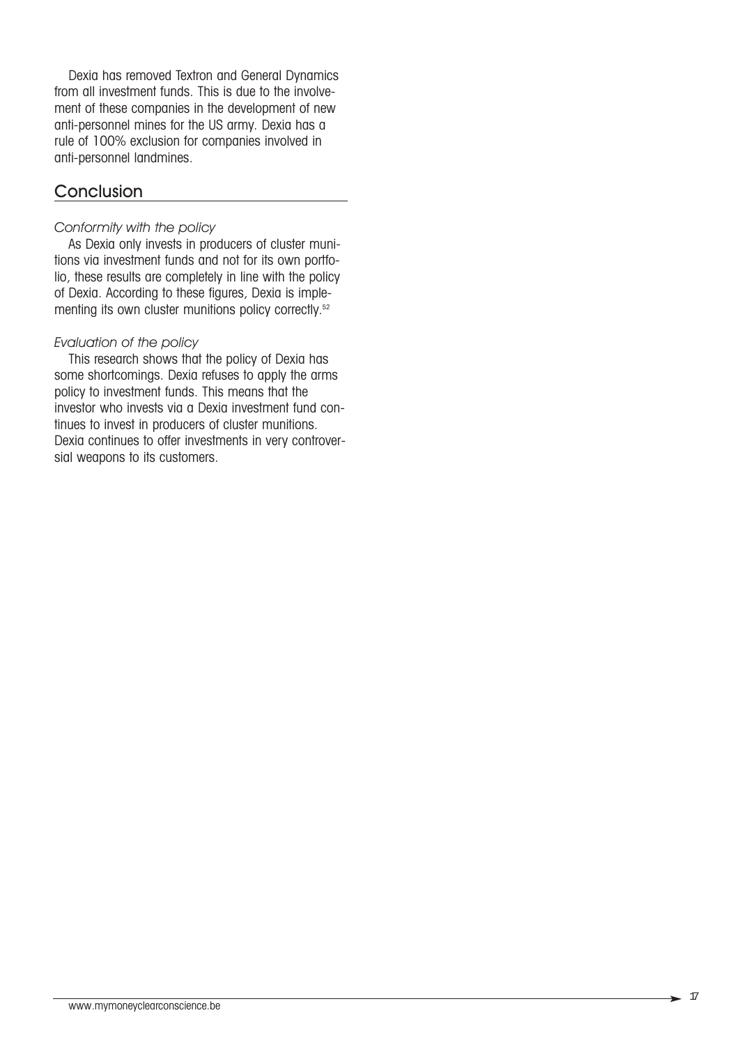Dexia has removed Textron and General Dynamics from all investment funds. This is due to the involvement of these companies in the development of new anti-personnel mines for the US army. Dexia has a rule of 100% exclusion for companies involved in anti-personnel landmines.

## Conclusion

*Conformity with the policy*

As Dexia only invests in producers of cluster munitions via investment funds and not for its own portfolio, these results are completely in line with the policy of Dexia. According to these figures, Dexia is implementing its own cluster munitions policy correctly.[52]

*Evaluation of the policy*

This research shows that the policy of Dexia has some shortcomings. Dexia refuses to apply the arms policy to investment funds. This means that the investor who invests via a Dexia investment fund continues to invest in producers of cluster munitions. Dexia continues to offer investments in very controversial weapons to its customers.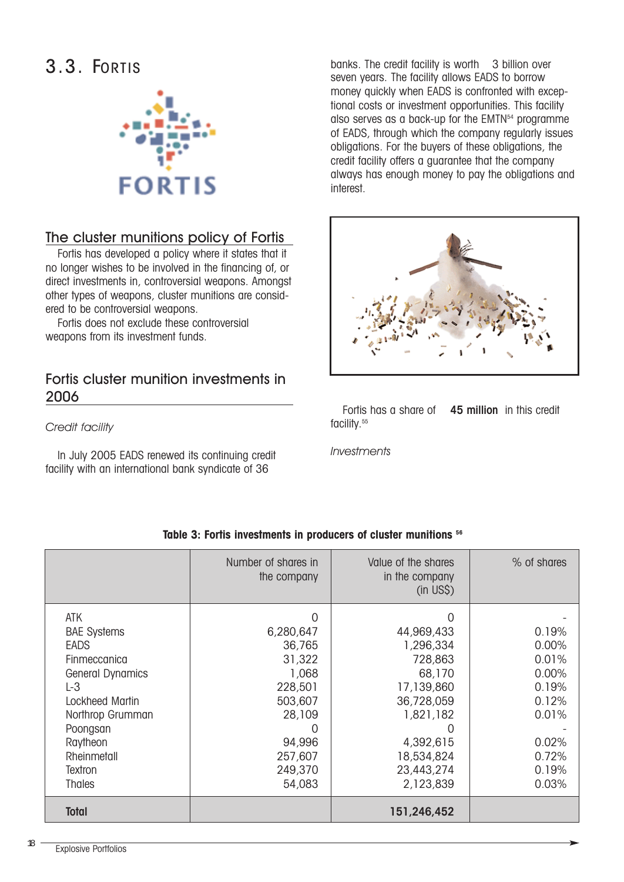## 3.3. Fortis

### The cluster munitions policy of Fortis

Fortis has developed a policy where it states that it no longer wishes to be involved in the financing of, or direct investments in, controversial weapons. Amongst other types of weapons, cluster munitions are considered to be controversial weapons.

Fortis does not exclude these controversial weapons from its investment funds.

### Fortis cluster munition investments in 2006

*Credit facility*

In July 2005 EADS renewed its continuing credit facility with an international bank syndicate of 36 banks. The credit facility is worth 3 billion over seven years. The facility allows EADS to borrow money quickly when EADS is confronted with exceptional costs or investment opportunities. This facility also serves as a back-up for the EMTN[54] programme of EADS, through which the company regularly issues obligations. For the buyers of these obligations, the credit facility offers a guarantee that the company always has enough money to pay the obligations and interest.

Fortis has a share of **45 million** in this credit facility.[55]

*Investments*

**Table 3: Fortis investments in producers of cluster munitions [56]**

| | Number of shares in the company | Value of the shares in the company (in US$) | % of shares |
|---|---|---|---|
| ATK | 0 | 0 | - |
| BAE Systems | 6,280,647 | 44,969,433 | 0.19% |
| EADS | 36,765 | 1,296,334 | 0.00% |
| Finmeccanica | 31,322 | 728,863 | 0.01% |
| General Dynamics | 1,068 | 68,170 | 0.00% |
| L-3 | 228,501 | 17,139,860 | 0.19% |
| Lockheed Martin | 503,607 | 36,728,059 | 0.12% |
| Northrop Grumman | 28,109 | 1,821,182 | 0.01% |
| Poongsan | 0 | 0 | - |
| Raytheon | 94,996 | 4,392,615 | 0.02% |
| Rheinmetall | 257,607 | 18,534,824 | 0.72% |
| Textron | 249,370 | 23,443,274 | 0.19% |
| Thales | 54,083 | 2,123,839 | 0.03% |
| **Total** | | **151,246,452** | |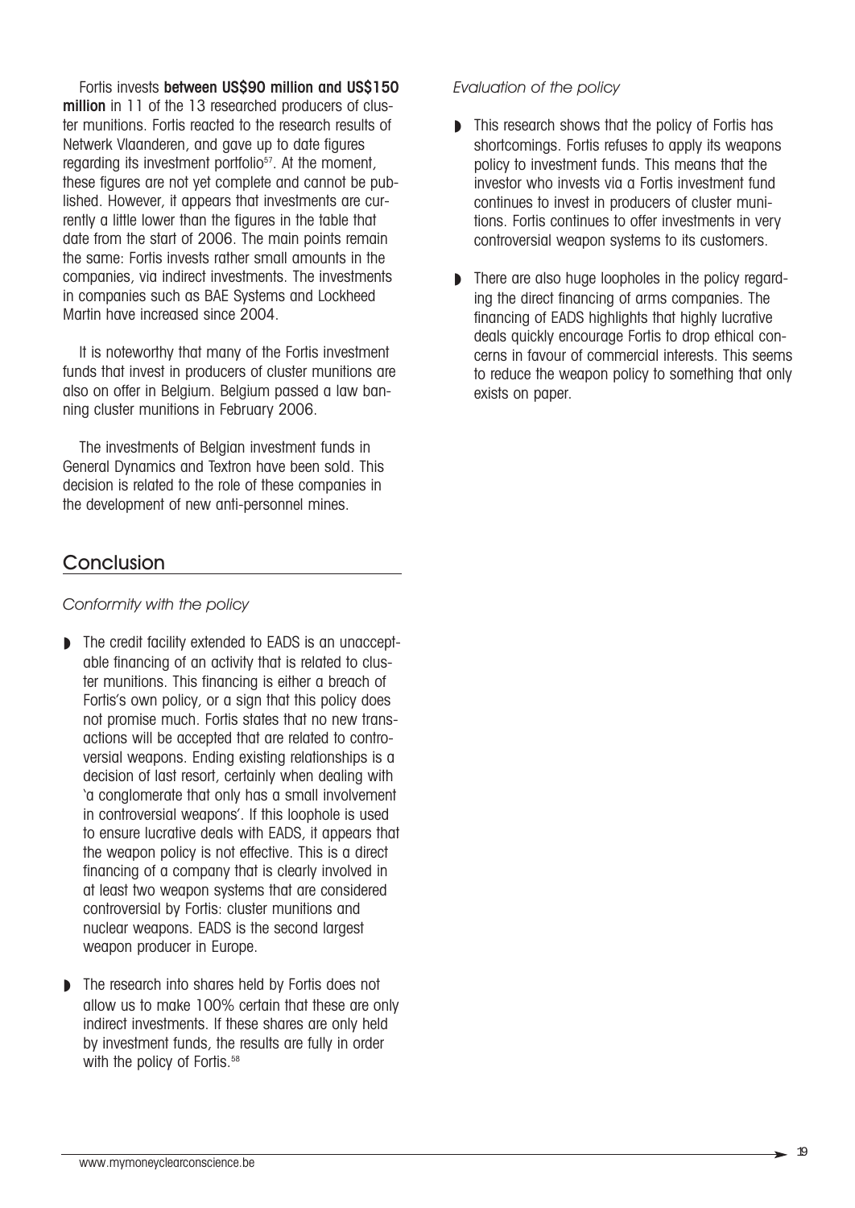Fortis invests **between US$90 million and US$150 million** in 11 of the 13 researched producers of cluster munitions. Fortis reacted to the research results of Netwerk Vlaanderen, and gave up to date figures regarding its investment portfolio[57]. At the moment, these figures are not yet complete and cannot be published. However, it appears that investments are currently a little lower than the figures in the table that date from the start of 2006. The main points remain the same: Fortis invests rather small amounts in the companies, via indirect investments. The investments in companies such as BAE Systems and Lockheed Martin have increased since 2004.

It is noteworthy that many of the Fortis investment funds that invest in producers of cluster munitions are also on offer in Belgium. Belgium passed a law banning cluster munitions in February 2006.

The investments of Belgian investment funds in General Dynamics and Textron have been sold. This decision is related to the role of these companies in the development of new anti-personnel mines.

## Conclusion

*Conformity with the policy*

- The credit facility extended to EADS is an unacceptable financing of an activity that is related to cluster munitions. This financing is either a breach of Fortis's own policy, or a sign that this policy does not promise much. Fortis states that no new transactions will be accepted that are related to controversial weapons. Ending existing relationships is a decision of last resort, certainly when dealing with 'a conglomerate that only has a small involvement in controversial weapons'. If this loophole is used to ensure lucrative deals with EADS, it appears that the weapon policy is not effective. This is a direct financing of a company that is clearly involved in at least two weapon systems that are considered controversial by Fortis: cluster munitions and nuclear weapons. EADS is the second largest weapon producer in Europe.
- The research into shares held by Fortis does not allow us to make 100% certain that these are only indirect investments. If these shares are only held by investment funds, the results are fully in order with the policy of Fortis.[58]

*Evaluation of the policy*

- This research shows that the policy of Fortis has shortcomings. Fortis refuses to apply its weapons policy to investment funds. This means that the investor who invests via a Fortis investment fund continues to invest in producers of cluster munitions. Fortis continues to offer investments in very controversial weapon systems to its customers.
- There are also huge loopholes in the policy regarding the direct financing of arms companies. The financing of EADS highlights that highly lucrative deals quickly encourage Fortis to drop ethical concerns in favour of commercial interests. This seems to reduce the weapon policy to something that only exists on paper.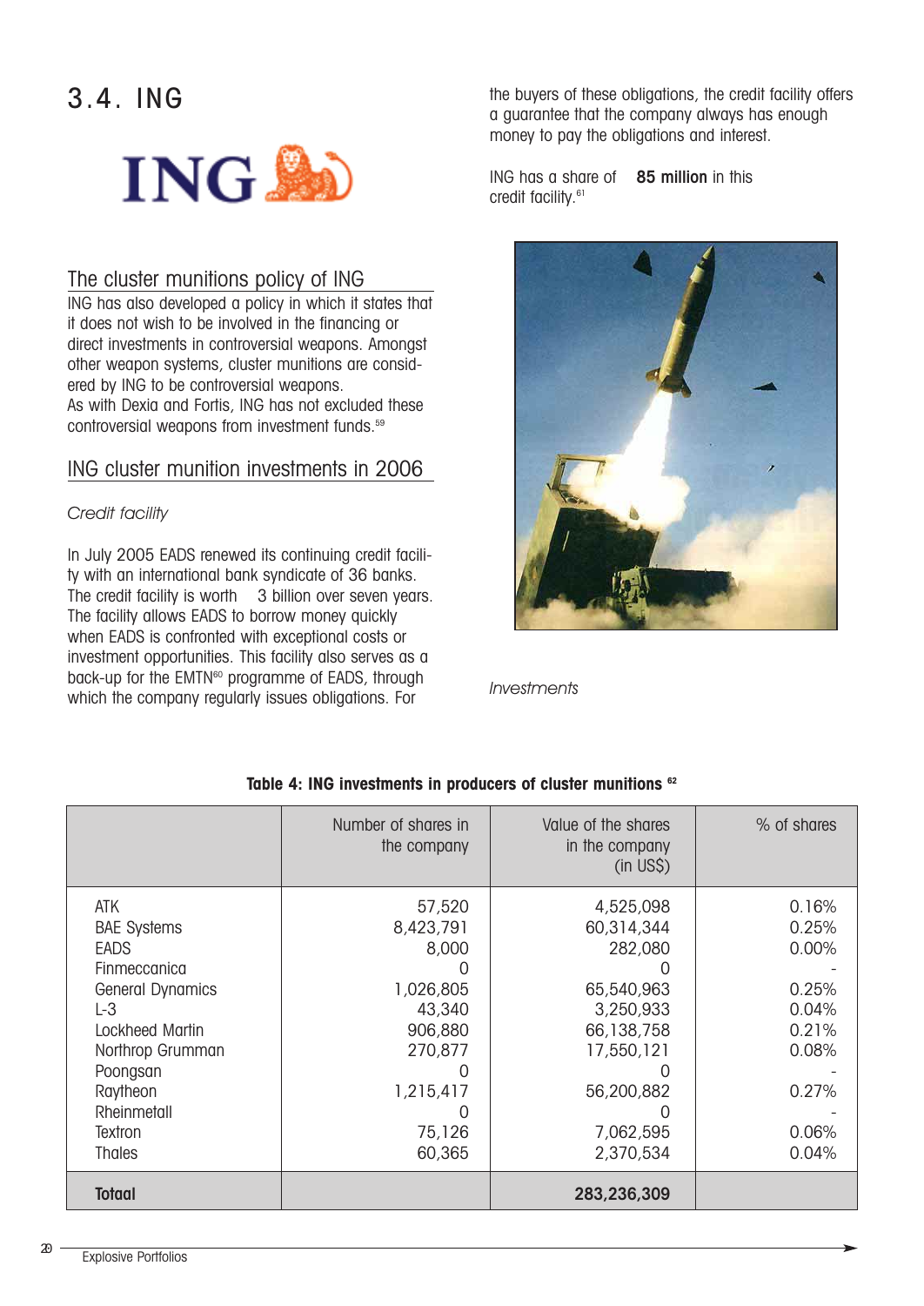# 3.4. ING

## The cluster munitions policy of ING

ING has also developed a policy in which it states that it does not wish to be involved in the financing or direct investments in controversial weapons. Amongst other weapon systems, cluster munitions are considered by ING to be controversial weapons.
As with Dexia and Fortis, ING has not excluded these controversial weapons from investment funds.[59]

## ING cluster munition investments in 2006

*Credit facility*

In July 2005 EADS renewed its continuing credit facility with an international bank syndicate of 36 banks. The credit facility is worth 3 billion over seven years. The facility allows EADS to borrow money quickly when EADS is confronted with exceptional costs or investment opportunities. This facility also serves as a back-up for the EMTN[60] programme of EADS, through which the company regularly issues obligations. For the buyers of these obligations, the credit facility offers a guarantee that the company always has enough money to pay the obligations and interest.

ING has a share of **85 million** in this credit facility.[61]

*Investments*

**Table 4: ING investments in producers of cluster munitions [62]**

| | Number of shares in the company | Value of the shares in the company (in US$) | % of shares |
|---|---|---|---|
| ATK | 57,520 | 4,525,098 | 0.16% |
| BAE Systems | 8,423,791 | 60,314,344 | 0.25% |
| EADS | 8,000 | 282,080 | 0.00% |
| Finmeccanica | 0 | 0 | - |
| General Dynamics | 1,026,805 | 65,540,963 | 0.25% |
| L-3 | 43,340 | 3,250,933 | 0.04% |
| Lockheed Martin | 906,880 | 66,138,758 | 0.21% |
| Northrop Grumman | 270,877 | 17,550,121 | 0.08% |
| Poongsan | 0 | 0 | - |
| Raytheon | 1,215,417 | 56,200,882 | 0.27% |
| Rheinmetall | 0 | 0 | - |
| Textron | 75,126 | 7,062,595 | 0.06% |
| Thales | 60,365 | 2,370,534 | 0.04% |
| **Totaal** | | **283,236,309** | |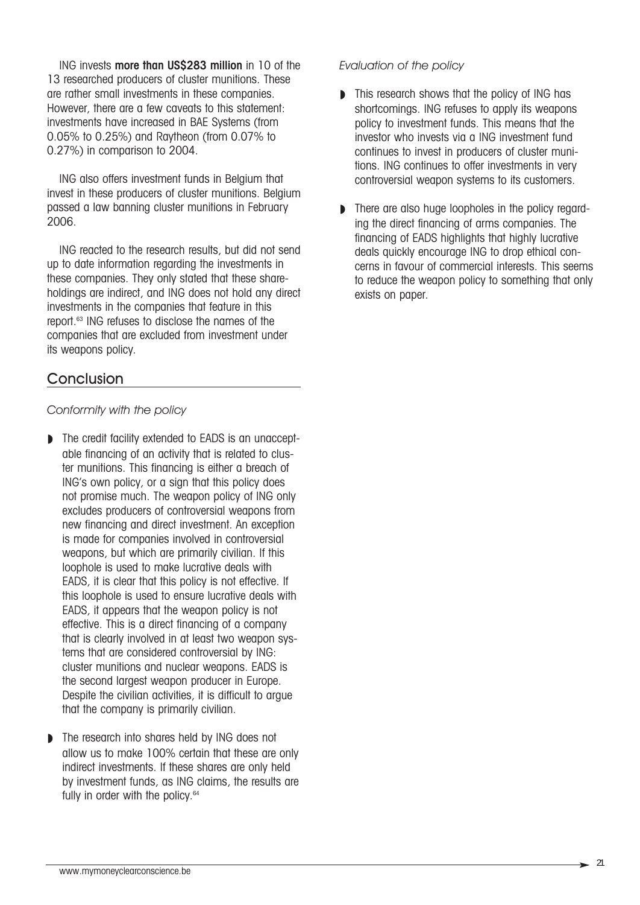ING invests **more than US$283 million** in 10 of the 13 researched producers of cluster munitions. These are rather small investments in these companies. However, there are a few caveats to this statement: investments have increased in BAE Systems (from 0.05% to 0.25%) and Raytheon (from 0.07% to 0.27%) in comparison to 2004.

ING also offers investment funds in Belgium that invest in these producers of cluster munitions. Belgium passed a law banning cluster munitions in February 2006.

ING reacted to the research results, but did not send up to date information regarding the investments in these companies. They only stated that these shareholdings are indirect, and ING does not hold any direct investments in the companies that feature in this report.[63] ING refuses to disclose the names of the companies that are excluded from investment under its weapons policy.

## Conclusion

*Conformity with the policy*

- The credit facility extended to EADS is an unacceptable financing of an activity that is related to cluster munitions. This financing is either a breach of ING's own policy, or a sign that this policy does not promise much. The weapon policy of ING only excludes producers of controversial weapons from new financing and direct investment. An exception is made for companies involved in controversial weapons, but which are primarily civilian. If this loophole is used to make lucrative deals with EADS, it is clear that this policy is not effective. If this loophole is used to ensure lucrative deals with EADS, it appears that the weapon policy is not effective. This is a direct financing of a company that is clearly involved in at least two weapon systems that are considered controversial by ING: cluster munitions and nuclear weapons. EADS is the second largest weapon producer in Europe. Despite the civilian activities, it is difficult to argue that the company is primarily civilian.
- The research into shares held by ING does not allow us to make 100% certain that these are only indirect investments. If these shares are only held by investment funds, as ING claims, the results are fully in order with the policy.[64]

*Evaluation of the policy*

- This research shows that the policy of ING has shortcomings. ING refuses to apply its weapons policy to investment funds. This means that the investor who invests via a ING investment fund continues to invest in producers of cluster munitions. ING continues to offer investments in very controversial weapon systems to its customers.
- There are also huge loopholes in the policy regarding the direct financing of arms companies. The financing of EADS highlights that highly lucrative deals quickly encourage ING to drop ethical concerns in favour of commercial interests. This seems to reduce the weapon policy to something that only exists on paper.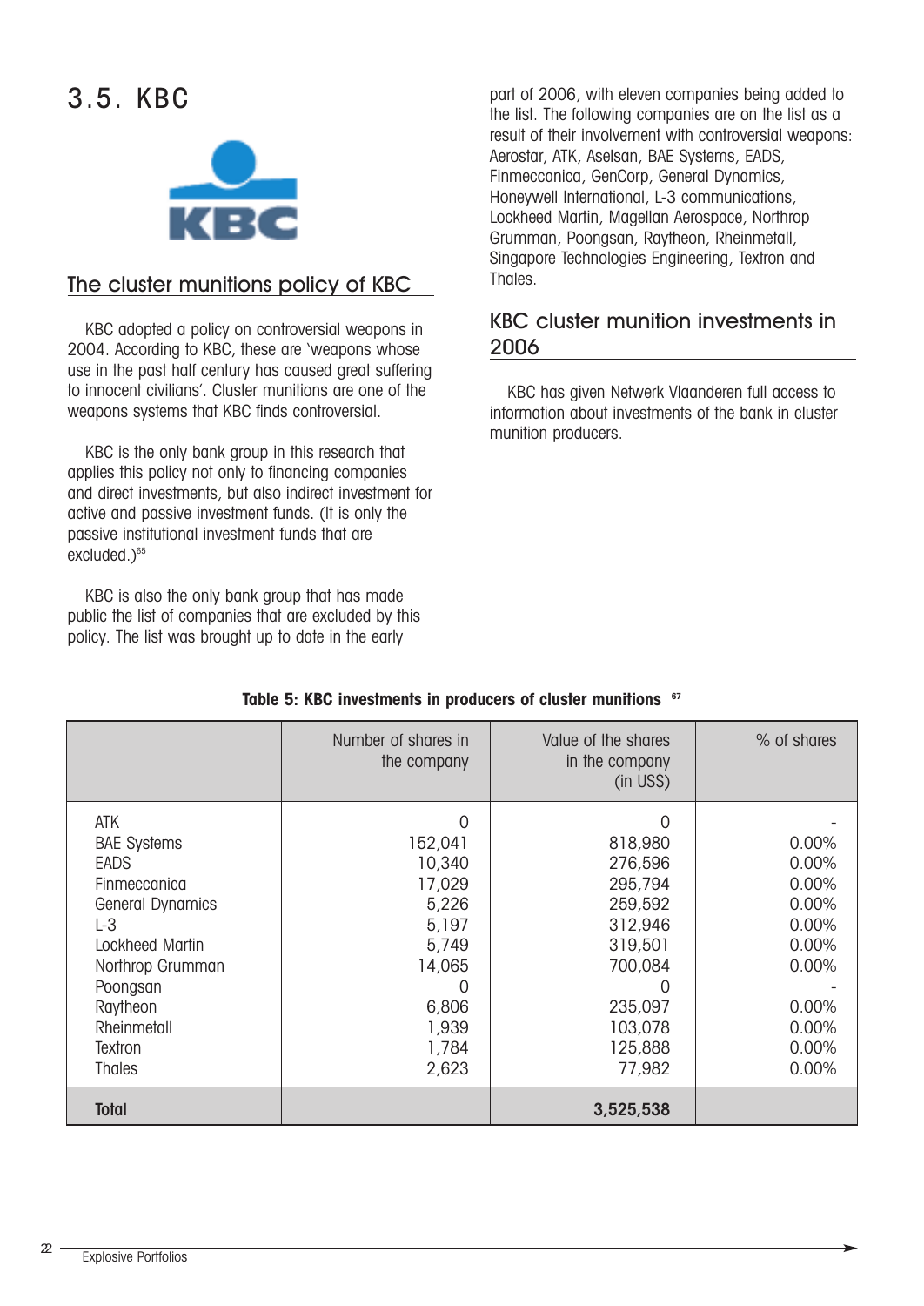## 3.5. KBC

### The cluster munitions policy of KBC

KBC adopted a policy on controversial weapons in 2004. According to KBC, these are 'weapons whose use in the past half century has caused great suffering to innocent civilians'. Cluster munitions are one of the weapons systems that KBC finds controversial.

KBC is the only bank group in this research that applies this policy not only to financing companies and direct investments, but also indirect investment for active and passive investment funds. (It is only the passive institutional investment funds that are excluded.)[65]

KBC is also the only bank group that has made public the list of companies that are excluded by this policy. The list was brought up to date in the early part of 2006, with eleven companies being added to the list. The following companies are on the list as a result of their involvement with controversial weapons: Aerostar, ATK, Aselsan, BAE Systems, EADS, Finmeccanica, GenCorp, General Dynamics, Honeywell International, L-3 communications, Lockheed Martin, Magellan Aerospace, Northrop Grumman, Poongsan, Raytheon, Rheinmetall, Singapore Technologies Engineering, Textron and Thales.

### KBC cluster munition investments in 2006

KBC has given Netwerk Vlaanderen full access to information about investments of the bank in cluster munition producers.

**Table 5: KBC investments in producers of cluster munitions** [67]

| | Number of shares in the company | Value of the shares in the company (in US$) | % of shares |
|---|---|---|---|
| ATK | 0 | 0 | - |
| BAE Systems | 152,041 | 818,980 | 0.00% |
| EADS | 10,340 | 276,596 | 0.00% |
| Finmeccanica | 17,029 | 295,794 | 0.00% |
| General Dynamics | 5,226 | 259,592 | 0.00% |
| L-3 | 5,197 | 312,946 | 0.00% |
| Lockheed Martin | 5,749 | 319,501 | 0.00% |
| Northrop Grumman | 14,065 | 700,084 | 0.00% |
| Poongsan | 0 | 0 | - |
| Raytheon | 6,806 | 235,097 | 0.00% |
| Rheinmetall | 1,939 | 103,078 | 0.00% |
| Textron | 1,784 | 125,888 | 0.00% |
| Thales | 2,623 | 77,982 | 0.00% |
| **Total** | | **3,525,538** | |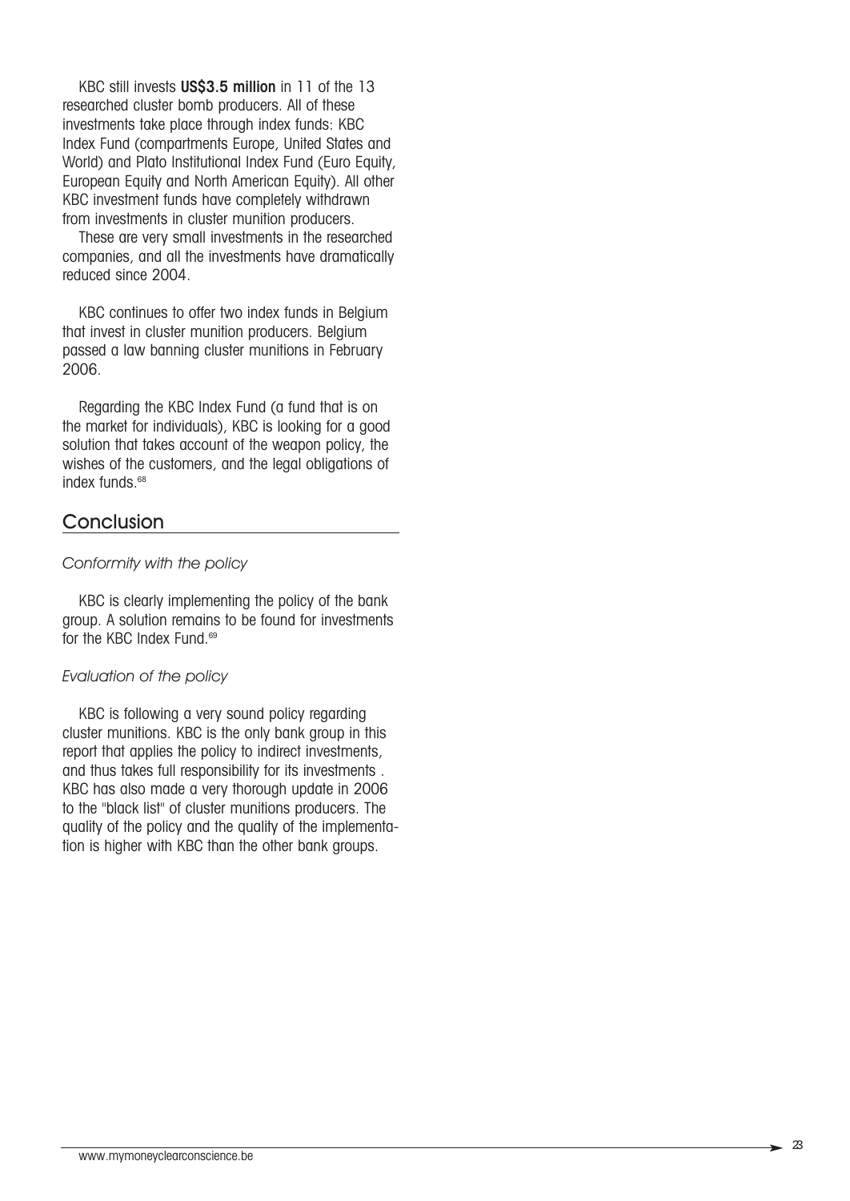KBC still invests **US$3.5 million** in 11 of the 13 researched cluster bomb producers. All of these investments take place through index funds: KBC Index Fund (compartments Europe, United States and World) and Plato Institutional Index Fund (Euro Equity, European Equity and North American Equity). All other KBC investment funds have completely withdrawn from investments in cluster munition producers.

These are very small investments in the researched companies, and all the investments have dramatically reduced since 2004.

KBC continues to offer two index funds in Belgium that invest in cluster munition producers. Belgium passed a law banning cluster munitions in February 2006.

Regarding the KBC Index Fund (a fund that is on the market for individuals), KBC is looking for a good solution that takes account of the weapon policy, the wishes of the customers, and the legal obligations of index funds.[68]

## Conclusion

*Conformity with the policy*

KBC is clearly implementing the policy of the bank group. A solution remains to be found for investments for the KBC Index Fund.[69]

*Evaluation of the policy*

KBC is following a very sound policy regarding cluster munitions. KBC is the only bank group in this report that applies the policy to indirect investments, and thus takes full responsibility for its investments . KBC has also made a very thorough update in 2006 to the "black list" of cluster munitions producers. The quality of the policy and the quality of the implementation is higher with KBC than the other bank groups.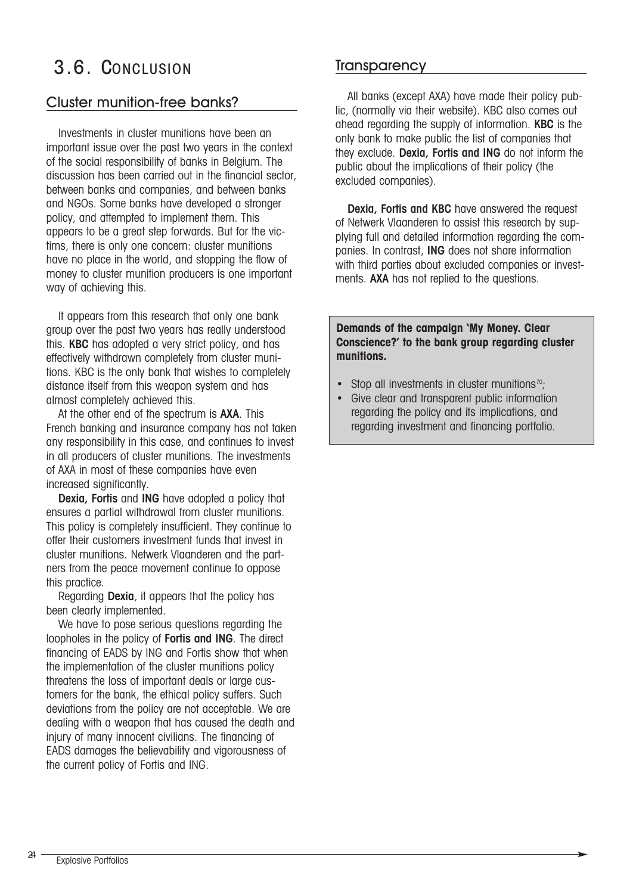# 3.6. Conclusion

## Cluster munition-free banks?

Investments in cluster munitions have been an important issue over the past two years in the context of the social responsibility of banks in Belgium. The discussion has been carried out in the financial sector, between banks and companies, and between banks and NGOs. Some banks have developed a stronger policy, and attempted to implement them. This appears to be a great step forwards. But for the victims, there is only one concern: cluster munitions have no place in the world, and stopping the flow of money to cluster munition producers is one important way of achieving this.

It appears from this research that only one bank group over the past two years has really understood this. **KBC** has adopted a very strict policy, and has effectively withdrawn completely from cluster munitions. KBC is the only bank that wishes to completely distance itself from this weapon system and has almost completely achieved this.

At the other end of the spectrum is **AXA**. This French banking and insurance company has not taken any responsibility in this case, and continues to invest in all producers of cluster munitions. The investments of AXA in most of these companies have even increased significantly.

**Dexia, Fortis** and **ING** have adopted a policy that ensures a partial withdrawal from cluster munitions. This policy is completely insufficient. They continue to offer their customers investment funds that invest in cluster munitions. Netwerk Vlaanderen and the partners from the peace movement continue to oppose this practice.

Regarding **Dexia**, it appears that the policy has been clearly implemented.

We have to pose serious questions regarding the loopholes in the policy of **Fortis and ING**. The direct financing of EADS by ING and Fortis show that when the implementation of the cluster munitions policy threatens the loss of important deals or large customers for the bank, the ethical policy suffers. Such deviations from the policy are not acceptable. We are dealing with a weapon that has caused the death and injury of many innocent civilians. The financing of EADS damages the believability and vigorousness of the current policy of Fortis and ING.

## Transparency

All banks (except AXA) have made their policy public, (normally via their website). KBC also comes out ahead regarding the supply of information. **KBC** is the only bank to make public the list of companies that they exclude. **Dexia, Fortis and ING** do not inform the public about the implications of their policy (the excluded companies).

**Dexia, Fortis and KBC** have answered the request of Netwerk Vlaanderen to assist this research by supplying full and detailed information regarding the companies. In contrast, **ING** does not share information with third parties about excluded companies or investments. **AXA** has not replied to the questions.

**Demands of the campaign 'My Money. Clear Conscience?' to the bank group regarding cluster munitions.**

- Stop all investments in cluster munitions[70];
- Give clear and transparent public information regarding the policy and its implications, and regarding investment and financing portfolio.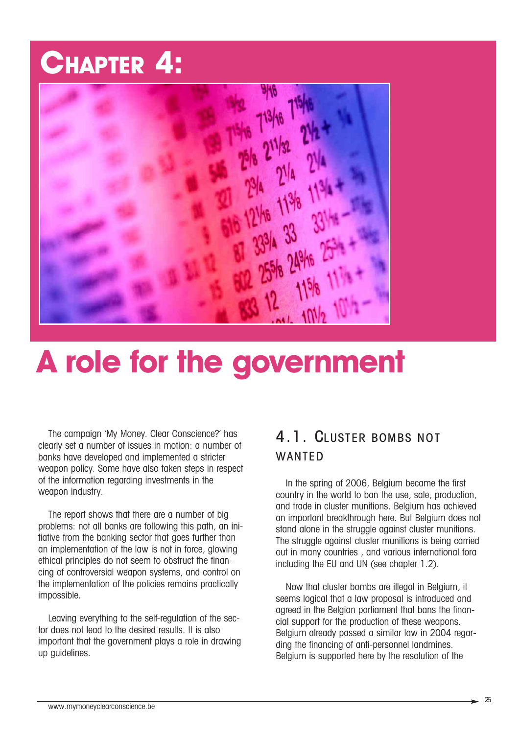# CHAPTER 4:

# A role for the government

The campaign 'My Money. Clear Conscience?' has clearly set a number of issues in motion: a number of banks have developed and implemented a stricter weapon policy. Some have also taken steps in respect of the information regarding investments in the weapon industry.

The report shows that there are a number of big problems: not all banks are following this path, an initiative from the banking sector that goes further than an implementation of the law is not in force, glowing ethical principles do not seem to obstruct the financing of controversial weapon systems, and control on the implementation of the policies remains practically impossible.

Leaving everything to the self-regulation of the sector does not lead to the desired results. It is also important that the government plays a role in drawing up guidelines.

## 4.1. CLUSTER BOMBS NOT WANTED

In the spring of 2006, Belgium became the first country in the world to ban the use, sale, production, and trade in cluster munitions. Belgium has achieved an important breakthrough here. But Belgium does not stand alone in the struggle against cluster munitions. The struggle against cluster munitions is being carried out in many countries , and various international fora including the EU and UN (see chapter 1.2).

Now that cluster bombs are illegal in Belgium, it seems logical that a law proposal is introduced and agreed in the Belgian parliament that bans the financial support for the production of these weapons. Belgium already passed a similar law in 2004 regarding the financing of anti-personnel landmines. Belgium is supported here by the resolution of the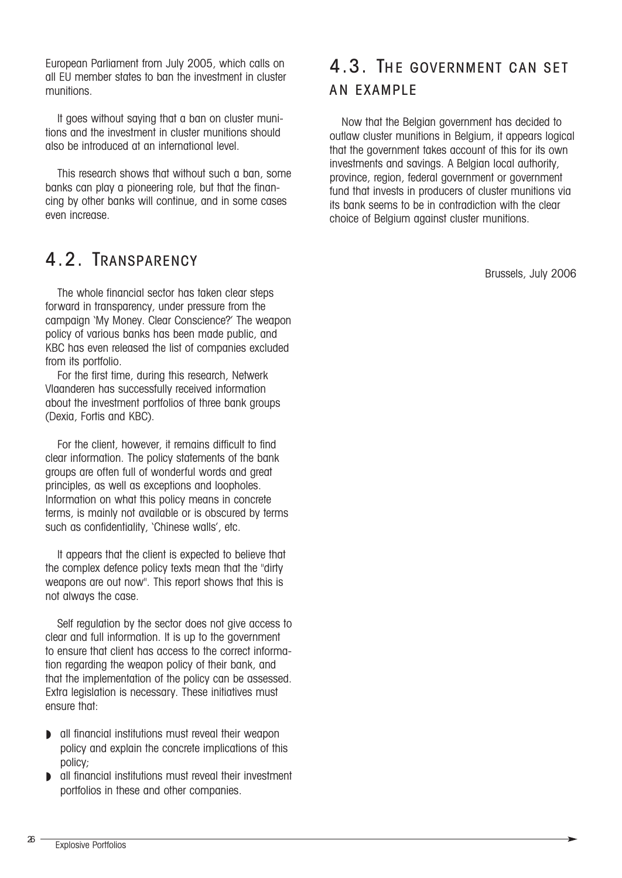European Parliament from July 2005, which calls on all EU member states to ban the investment in cluster munitions.

It goes without saying that a ban on cluster munitions and the investment in cluster munitions should also be introduced at an international level.

This research shows that without such a ban, some banks can play a pioneering role, but that the financing by other banks will continue, and in some cases even increase.

## 4.2. Transparency

The whole financial sector has taken clear steps forward in transparency, under pressure from the campaign 'My Money. Clear Conscience?' The weapon policy of various banks has been made public, and KBC has even released the list of companies excluded from its portfolio.

For the first time, during this research, Netwerk Vlaanderen has successfully received information about the investment portfolios of three bank groups (Dexia, Fortis and KBC).

For the client, however, it remains difficult to find clear information. The policy statements of the bank groups are often full of wonderful words and great principles, as well as exceptions and loopholes. Information on what this policy means in concrete terms, is mainly not available or is obscured by terms such as confidentiality, 'Chinese walls', etc.

It appears that the client is expected to believe that the complex defence policy texts mean that the "dirty weapons are out now". This report shows that this is not always the case.

Self regulation by the sector does not give access to clear and full information. It is up to the government to ensure that client has access to the correct information regarding the weapon policy of their bank, and that the implementation of the policy can be assessed. Extra legislation is necessary. These initiatives must ensure that:

- all financial institutions must reveal their weapon policy and explain the concrete implications of this policy;
- all financial institutions must reveal their investment portfolios in these and other companies.

## 4.3. The government can set an example

Now that the Belgian government has decided to outlaw cluster munitions in Belgium, it appears logical that the government takes account of this for its own investments and savings. A Belgian local authority, province, region, federal government or government fund that invests in producers of cluster munitions via its bank seems to be in contradiction with the clear choice of Belgium against cluster munitions.

Brussels, July 2006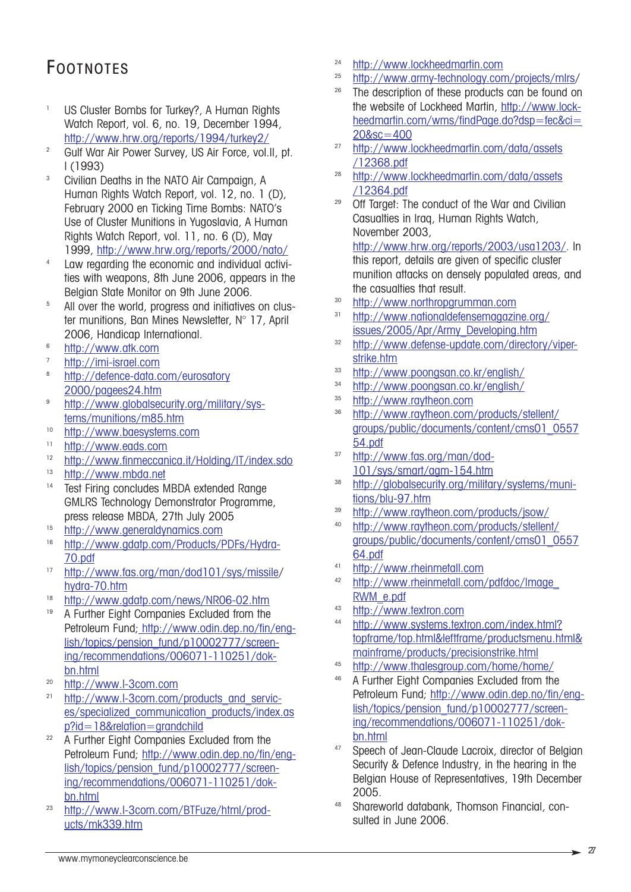# Footnotes

1. US Cluster Bombs for Turkey?, A Human Rights Watch Report, vol. 6, no. 19, December 1994, http://www.hrw.org/reports/1994/turkey2/
2. Gulf War Air Power Survey, US Air Force, vol.II, pt. I (1993)
3. Civilian Deaths in the NATO Air Campaign, A Human Rights Watch Report, vol. 12, no. 1 (D), February 2000 en Ticking Time Bombs: NATO's Use of Cluster Munitions in Yugoslavia, A Human Rights Watch Report, vol. 11, no. 6 (D), May 1999, http://www.hrw.org/reports/2000/nato/
4. Law regarding the economic and individual activities with weapons, 8th June 2006, appears in the Belgian State Monitor on 9th June 2006.
5. All over the world, progress and initiatives on cluster munitions, Ban Mines Newsletter, N° 17, April 2006, Handicap International.
6. http://www.atk.com
7. http://imi-israel.com
8. http://defence-data.com/eurosatory2000/pagees24.htm
9. http://www.globalsecurity.org/military/systems/munitions/m85.htm
10. http://www.baesystems.com
11. http://www.eads.com
12. http://www.finmeccanica.it/Holding/IT/index.sdo
13. http://www.mbda.net
14. Test Firing concludes MBDA extended Range GMLRS Technology Demonstrator Programme, press release MBDA, 27th July 2005
15. http://www.generaldynamics.com
16. http://www.gdatp.com/Products/PDFs/Hydra-70.pdf
17. http://www.fas.org/man/dod101/sys/missile/hydra-70.htm
18. http://www.gdatp.com/news/NR06-02.htm
19. A Further Eight Companies Excluded from the Petroleum Fund; http://www.odin.dep.no/fin/english/topics/pension_fund/p10002777/screening/recommendations/006071-110251/dok-bn.html
20. http://www.l-3com.com
21. http://www.l-3com.com/products_and_services/specialized_communication_products/index.asp?id=18&relation=grandchild
22. A Further Eight Companies Excluded from the Petroleum Fund; http://www.odin.dep.no/fin/english/topics/pension_fund/p10002777/screening/recommendations/006071-110251/dok-bn.html
23. http://www.l-3com.com/BTFuze/html/products/mk339.htm
24. http://www.lockheedmartin.com
25. http://www.army-technology.com/projects/mlrs/
26. The description of these products can be found on the website of Lockheed Martin, http://www.lockheedmartin.com/wms/findPage.do?dsp=fec&ci=20&sc=400
27. http://www.lockheedmartin.com/data/assets/12368.pdf
28. http://www.lockheedmartin.com/data/assets/12364.pdf
29. Off Target: The conduct of the War and Civilian Casualties in Iraq, Human Rights Watch, November 2003, http://www.hrw.org/reports/2003/usa1203/. In this report, details are given of specific cluster munition attacks on densely populated areas, and the casualties that result.
30. http://www.northropgrumman.com
31. http://www.nationaldefensemagazine.org/issues/2005/Apr/Army_Developing.htm
32. http://www.defense-update.com/directory/viper-strike.htm
33. http://www.poongsan.co.kr/english/
34. http://www.poongsan.co.kr/english/
35. http://www.raytheon.com
36. http://www.raytheon.com/products/stellent/groups/public/documents/content/cms01_055754.pdf
37. http://www.fas.org/man/dod-101/sys/smart/agm-154.htm
38. http://globalsecurity.org/military/systems/munitions/blu-97.htm
39. http://www.raytheon.com/products/jsow/
40. http://www.raytheon.com/products/stellent/groups/public/documents/content/cms01_055764.pdf
41. http://www.rheinmetall.com
42. http://www.rheinmetall.com/pdfdoc/Image_RWM_e.pdf
43. http://www.textron.com
44. http://www.systems.textron.com/index.html?topframe/top.html&leftframe/productsmenu.html&mainframe/products/precisionstrike.html
45. http://www.thalesgroup.com/home/home/
46. A Further Eight Companies Excluded from the Petroleum Fund; http://www.odin.dep.no/fin/english/topics/pension_fund/p10002777/screening/recommendations/006071-110251/dok-bn.html
47. Speech of Jean-Claude Lacroix, director of Belgian Security & Defence Industry, in the hearing in the Belgian House of Representatives, 19th December 2005.
48. Shareworld databank, Thomson Financial, consulted in June 2006.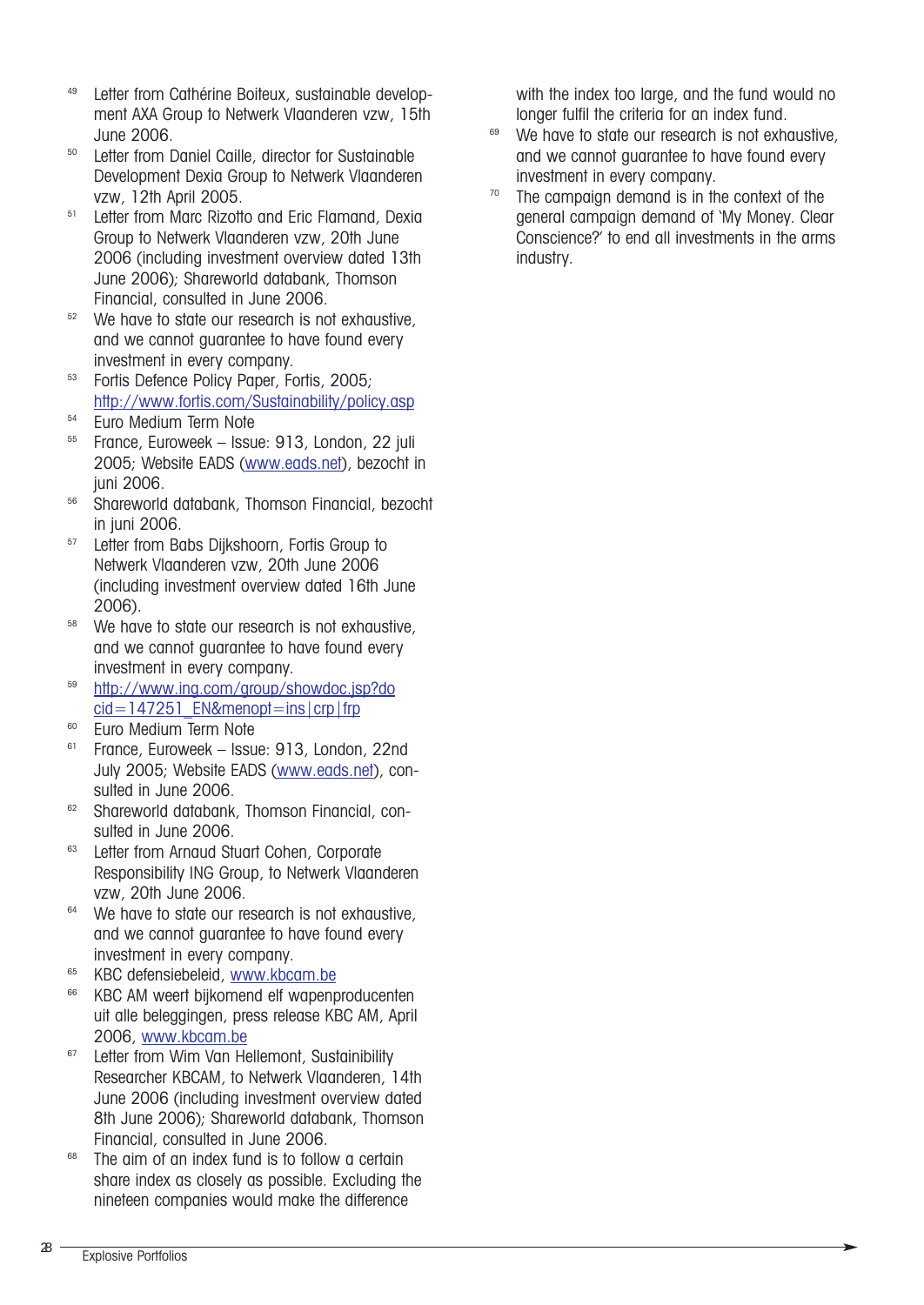49 Letter from Cathérine Boiteux, sustainable development AXA Group to Netwerk Vlaanderen vzw, 15th June 2006.

50 Letter from Daniel Caille, director for Sustainable Development Dexia Group to Netwerk Vlaanderen vzw, 12th April 2005.

51 Letter from Marc Rizotto and Eric Flamand, Dexia Group to Netwerk Vlaanderen vzw, 20th June 2006 (including investment overview dated 13th June 2006); Shareworld databank, Thomson Financial, consulted in June 2006.

52 We have to state our research is not exhaustive, and we cannot guarantee to have found every investment in every company.

53 Fortis Defence Policy Paper, Fortis, 2005; http://www.fortis.com/Sustainability/policy.asp

54 Euro Medium Term Note

55 France, Euroweek – Issue: 913, London, 22 juli 2005; Website EADS (www.eads.net), bezocht in juni 2006.

56 Shareworld databank, Thomson Financial, bezocht in juni 2006.

57 Letter from Babs Dijkshoorn, Fortis Group to Netwerk Vlaanderen vzw, 20th June 2006 (including investment overview dated 16th June 2006).

58 We have to state our research is not exhaustive, and we cannot guarantee to have found every investment in every company.

59 http://www.ing.com/group/showdoc.jsp?docid=147251_EN&menopt=ins|crp|frp

60 Euro Medium Term Note

61 France, Euroweek – Issue: 913, London, 22nd July 2005; Website EADS (www.eads.net), consulted in June 2006.

62 Shareworld databank, Thomson Financial, consulted in June 2006.

63 Letter from Arnaud Stuart Cohen, Corporate Responsibility ING Group, to Netwerk Vlaanderen vzw, 20th June 2006.

64 We have to state our research is not exhaustive, and we cannot guarantee to have found every investment in every company.

65 KBC defensiebeleid, www.kbcam.be

66 KBC AM weert bijkomend elf wapenproducenten uit alle beleggingen, press release KBC AM, April 2006, www.kbcam.be

67 Letter from Wim Van Hellemont, Sustainibility Researcher KBCAM, to Netwerk Vlaanderen, 14th June 2006 (including investment overview dated 8th June 2006); Shareworld databank, Thomson Financial, consulted in June 2006.

68 The aim of an index fund is to follow a certain share index as closely as possible. Excluding the nineteen companies would make the difference with the index too large, and the fund would no longer fulfil the criteria for an index fund.

69 We have to state our research is not exhaustive, and we cannot guarantee to have found every investment in every company.

70 The campaign demand is in the context of the general campaign demand of 'My Money. Clear Conscience?' to end all investments in the arms industry.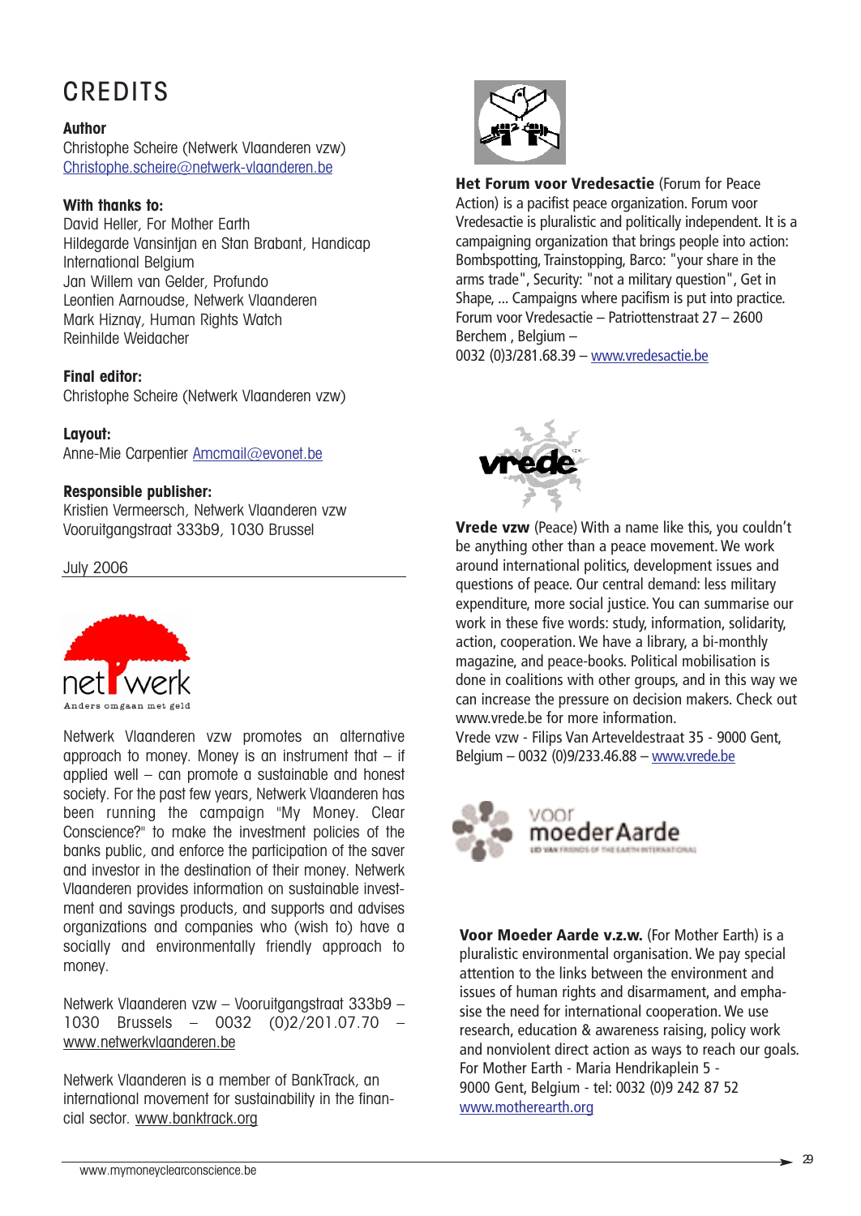# CREDITS

**Author**
Christophe Scheire (Netwerk Vlaanderen vzw)
Christophe.scheire@netwerk-vlaanderen.be

**With thanks to:**
David Heller, For Mother Earth
Hildegarde Vansintjan en Stan Brabant, Handicap International Belgium
Jan Willem van Gelder, Profundo
Leontien Aarnoudse, Netwerk Vlaanderen
Mark Hiznay, Human Rights Watch
Reinhilde Weidacher

**Final editor:**
Christophe Scheire (Netwerk Vlaanderen vzw)

**Layout:**
Anne-Mie Carpentier Amcmail@evonet.be

**Responsible publisher:**
Kristien Vermeersch, Netwerk Vlaanderen vzw
Vooruitgangstraat 333b9, 1030 Brussel

July 2006

netwerk
Anders omgaan met geld

Netwerk Vlaanderen vzw promotes an alternative approach to money. Money is an instrument that – if applied well – can promote a sustainable and honest society. For the past few years, Netwerk Vlaanderen has been running the campaign "My Money. Clear Conscience?" to make the investment policies of the banks public, and enforce the participation of the saver and investor in the destination of their money. Netwerk Vlaanderen provides information on sustainable investment and savings products, and supports and advises organizations and companies who (wish to) have a socially and environmentally friendly approach to money.

Netwerk Vlaanderen vzw – Vooruitgangstraat 333b9 – 1030 Brussels – 0032 (0)2/201.07.70 – www.netwerkvlaanderen.be

Netwerk Vlaanderen is a member of BankTrack, an international movement for sustainability in the financial sector. www.banktrack.org

**Het Forum voor Vredesactie** (Forum for Peace Action) is a pacifist peace organization. Forum voor Vredesactie is pluralistic and politically independent. It is a campaigning organization that brings people into action: Bombspotting, Trainstopping, Barco: "your share in the arms trade", Security: "not a military question", Get in Shape, ... Campaigns where pacifism is put into practice.
Forum voor Vredesactie – Patriottenstraat 27 – 2600 Berchem , Belgium –
0032 (0)3/281.68.39 – www.vredesactie.be

vrede vzw

**Vrede vzw** (Peace) With a name like this, you couldn't be anything other than a peace movement. We work around international politics, development issues and questions of peace. Our central demand: less military expenditure, more social justice. You can summarise our work in these five words: study, information, solidarity, action, cooperation. We have a library, a bi-monthly magazine, and peace-books. Political mobilisation is done in coalitions with other groups, and in this way we can increase the pressure on decision makers. Check out www.vrede.be for more information.
Vrede vzw - Filips Van Arteveldestraat 35 - 9000 Gent, Belgium – 0032 (0)9/233.46.88 – www.vrede.be

voor moeder Aarde
LID VAN FRIENDS OF THE EARTH INTERNATIONAL

**Voor Moeder Aarde v.z.w.** (For Mother Earth) is a pluralistic environmental organisation. We pay special attention to the links between the environment and issues of human rights and disarmament, and emphasise the need for international cooperation. We use research, education & awareness raising, policy work and nonviolent direct action as ways to reach our goals.
For Mother Earth - Maria Hendrikaplein 5 -
9000 Gent, Belgium - tel: 0032 (0)9 242 87 52
www.motherearth.org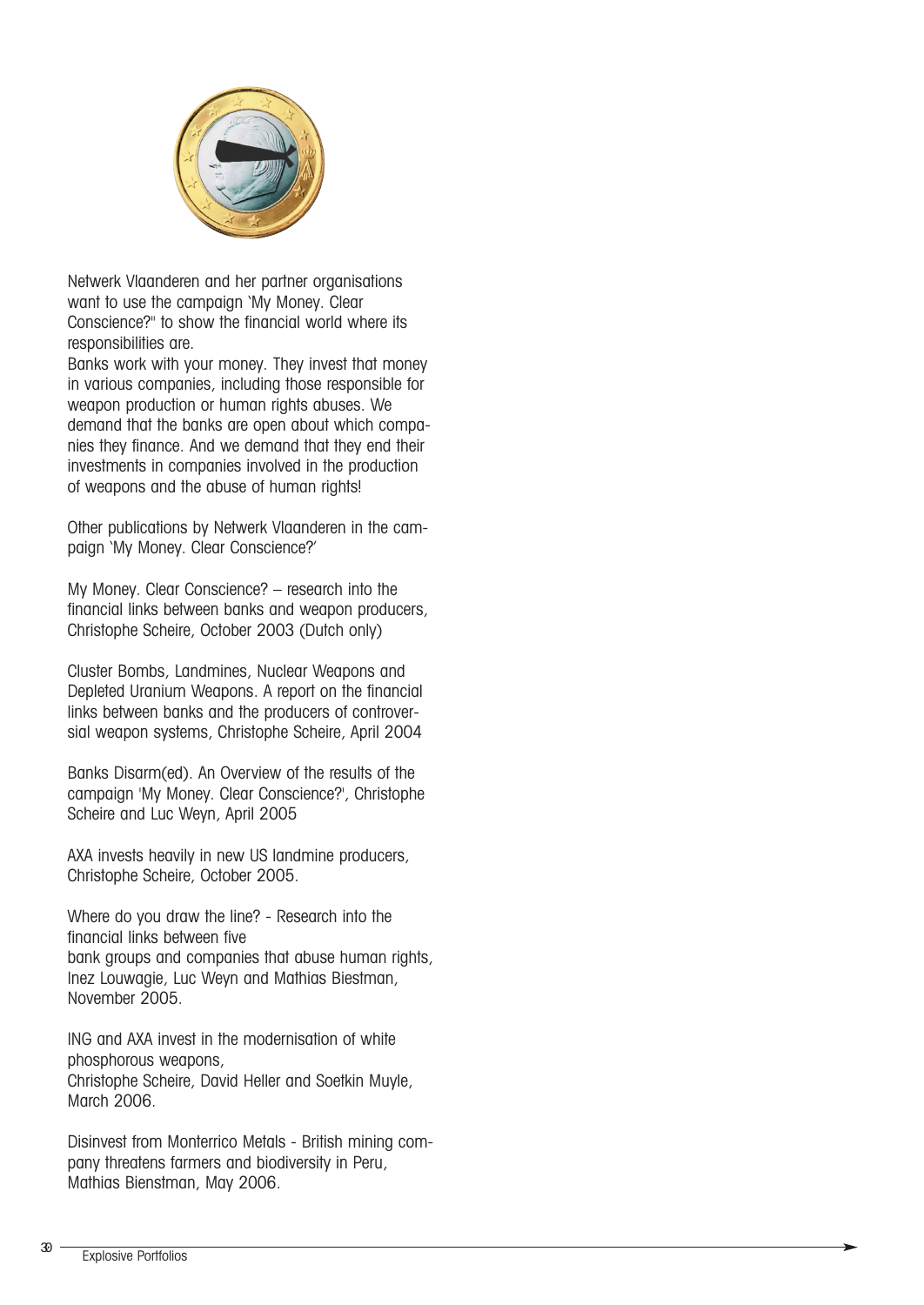Netwerk Vlaanderen and her partner organisations want to use the campaign 'My Money. Clear Conscience?" to show the financial world where its responsibilities are.
Banks work with your money. They invest that money in various companies, including those responsible for weapon production or human rights abuses. We demand that the banks are open about which companies they finance. And we demand that they end their investments in companies involved in the production of weapons and the abuse of human rights!

Other publications by Netwerk Vlaanderen in the campaign 'My Money. Clear Conscience?'

My Money. Clear Conscience? – research into the financial links between banks and weapon producers, Christophe Scheire, October 2003 (Dutch only)

Cluster Bombs, Landmines, Nuclear Weapons and Depleted Uranium Weapons. A report on the financial links between banks and the producers of controversial weapon systems, Christophe Scheire, April 2004

Banks Disarm(ed). An Overview of the results of the campaign 'My Money. Clear Conscience?', Christophe Scheire and Luc Weyn, April 2005

AXA invests heavily in new US landmine producers, Christophe Scheire, October 2005.

Where do you draw the line? - Research into the financial links between five bank groups and companies that abuse human rights, Inez Louwagie, Luc Weyn and Mathias Biestman, November 2005.

ING and AXA invest in the modernisation of white phosphorous weapons,
Christophe Scheire, David Heller and Soetkin Muyle, March 2006.

Disinvest from Monterrico Metals - British mining company threatens farmers and biodiversity in Peru, Mathias Bienstman, May 2006.